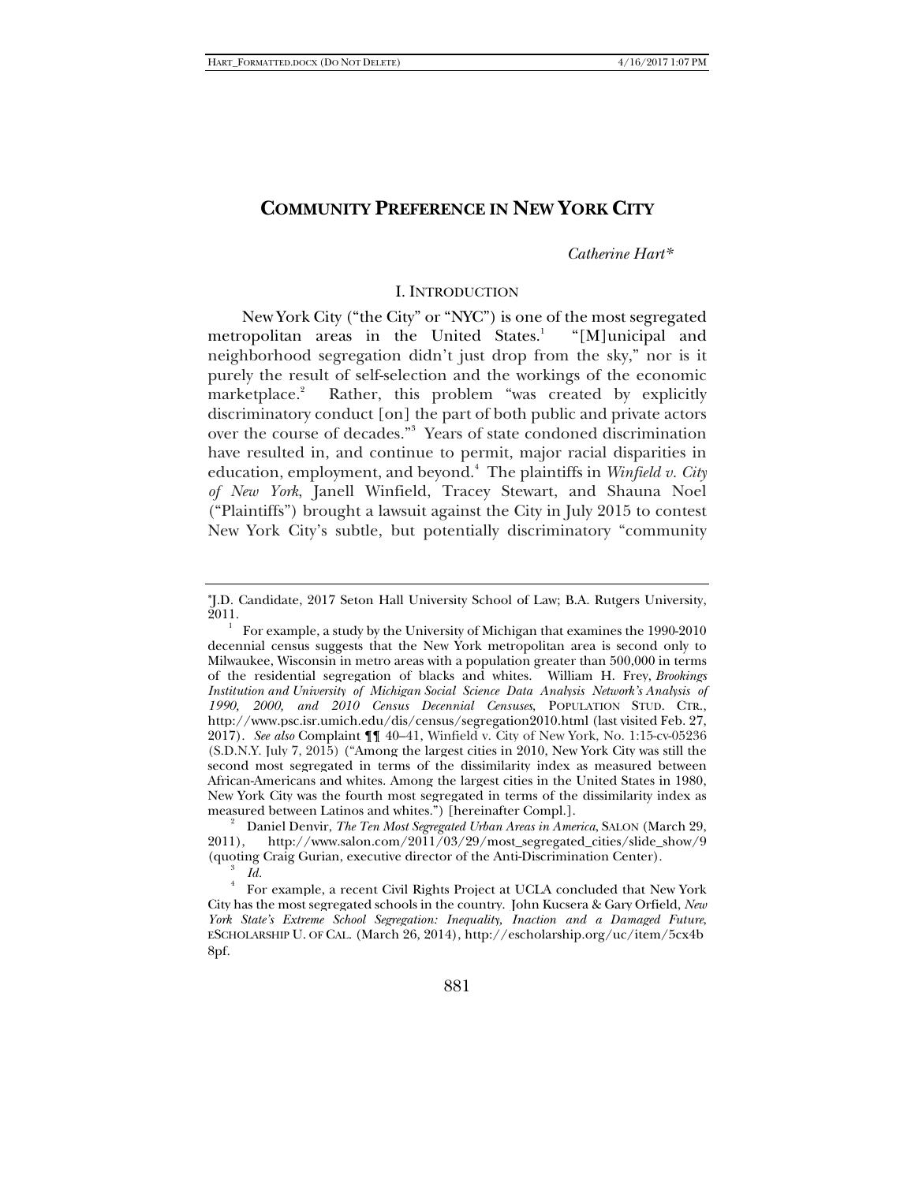# COMMUNITY PREFERENCE IN NEW YORK CITY

*Catherine Hart\**

## I. INTRODUCTION

New York City ("the City" or "NYC") is one of the most segregated metropolitan areas in the United States.[1] "[M]unicipal and neighborhood segregation didn't just drop from the sky," nor is it purely the result of self-selection and the workings of the economic marketplace.[2] Rather, this problem "was created by explicitly discriminatory conduct [on] the part of both public and private actors over the course of decades."[3] Years of state condoned discrimination have resulted in, and continue to permit, major racial disparities in education, employment, and beyond.[4] The plaintiffs in *Winfield v. City of New York*, Janell Winfield, Tracey Stewart, and Shauna Noel ("Plaintiffs") brought a lawsuit against the City in July 2015 to contest New York City's subtle, but potentially discriminatory "community

---

\*J.D. Candidate, 2017 Seton Hall University School of Law; B.A. Rutgers University, 2011.

[1] For example, a study by the University of Michigan that examines the 1990-2010 decennial census suggests that the New York metropolitan area is second only to Milwaukee, Wisconsin in metro areas with a population greater than 500,000 in terms of the residential segregation of blacks and whites. William H. Frey, *Brookings Institution and University of Michigan Social Science Data Analysis Network's Analysis of 1990, 2000, and 2010 Census Decennial Censuses*, POPULATION STUD. CTR., http://www.psc.isr.umich.edu/dis/census/segregation2010.html (last visited Feb. 27, 2017). *See also* Complaint ¶¶ 40–41, Winfield v. City of New York, No. 1:15-cv-05236 (S.D.N.Y. July 7, 2015) ("Among the largest cities in 2010, New York City was still the second most segregated in terms of the dissimilarity index as measured between African-Americans and whites. Among the largest cities in the United States in 1980, New York City was the fourth most segregated in terms of the dissimilarity index as measured between Latinos and whites.") [hereinafter Compl.].

[2] Daniel Denvir, *The Ten Most Segregated Urban Areas in America*, SALON (March 29, 2011), http://www.salon.com/2011/03/29/most_segregated_cities/slide_show/9 (quoting Craig Gurian, executive director of the Anti-Discrimination Center).

[3] *Id.*

[4] For example, a recent Civil Rights Project at UCLA concluded that New York City has the most segregated schools in the country. John Kucsera & Gary Orfield, *New York State's Extreme School Segregation: Inequality, Inaction and a Damaged Future*, ESCHOLARSHIP U. OF CAL. (March 26, 2014), http://escholarship.org/uc/item/5cx4b8pf.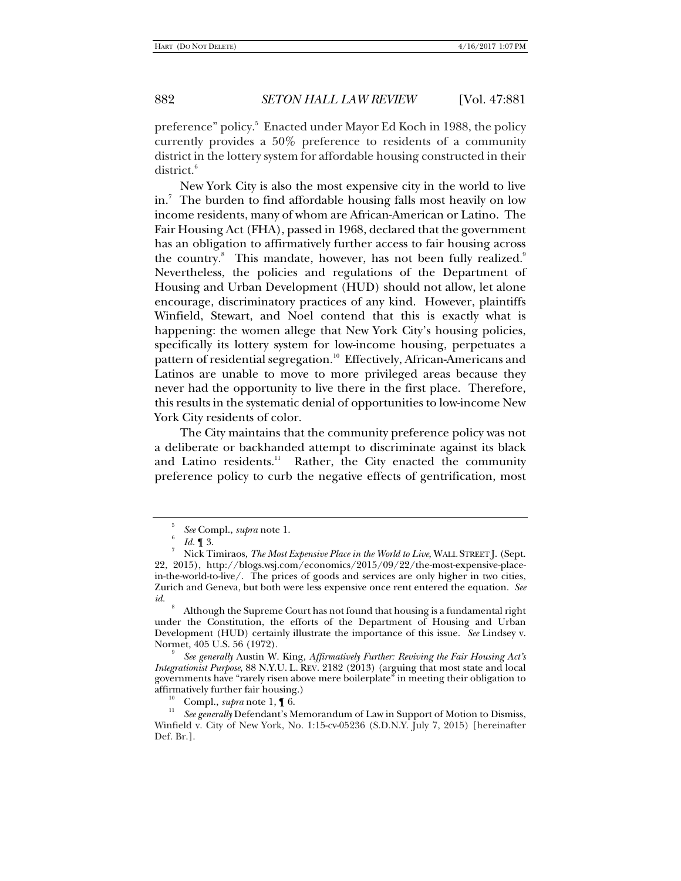preference" policy.[5] Enacted under Mayor Ed Koch in 1988, the policy currently provides a 50% preference to residents of a community district in the lottery system for affordable housing constructed in their district.[6]

New York City is also the most expensive city in the world to live in.[7] The burden to find affordable housing falls most heavily on low income residents, many of whom are African-American or Latino. The Fair Housing Act (FHA), passed in 1968, declared that the government has an obligation to affirmatively further access to fair housing across the country.[8] This mandate, however, has not been fully realized.[9] Nevertheless, the policies and regulations of the Department of Housing and Urban Development (HUD) should not allow, let alone encourage, discriminatory practices of any kind. However, plaintiffs Winfield, Stewart, and Noel contend that this is exactly what is happening: the women allege that New York City's housing policies, specifically its lottery system for low-income housing, perpetuates a pattern of residential segregation.[10] Effectively, African-Americans and Latinos are unable to move to more privileged areas because they never had the opportunity to live there in the first place. Therefore, this results in the systematic denial of opportunities to low-income New York City residents of color.

The City maintains that the community preference policy was not a deliberate or backhanded attempt to discriminate against its black and Latino residents.[11] Rather, the City enacted the community preference policy to curb the negative effects of gentrification, most

---

[5] *See* Compl., *supra* note 1.

[6] *Id.* ¶ 3.

[7] Nick Timiraos, *The Most Expensive Place in the World to Live*, WALL STREET J. (Sept. 22, 2015), http://blogs.wsj.com/economics/2015/09/22/the-most-expensive-place-in-the-world-to-live/. The prices of goods and services are only higher in two cities, Zurich and Geneva, but both were less expensive once rent entered the equation. *See id.*

[8] Although the Supreme Court has not found that housing is a fundamental right under the Constitution, the efforts of the Department of Housing and Urban Development (HUD) certainly illustrate the importance of this issue. *See* Lindsey v. Normet, 405 U.S. 56 (1972).

[9] *See generally* Austin W. King, *Affirmatively Further: Reviving the Fair Housing Act's Integrationist Purpose*, 88 N.Y.U. L. REV. 2182 (2013) (arguing that most state and local governments have "rarely risen above mere boilerplate" in meeting their obligation to affirmatively further fair housing.)

[10] Compl., *supra* note 1, ¶ 6.

[11] *See generally* Defendant's Memorandum of Law in Support of Motion to Dismiss, Winfield v. City of New York, No. 1:15-cv-05236 (S.D.N.Y. July 7, 2015) [hereinafter Def. Br.].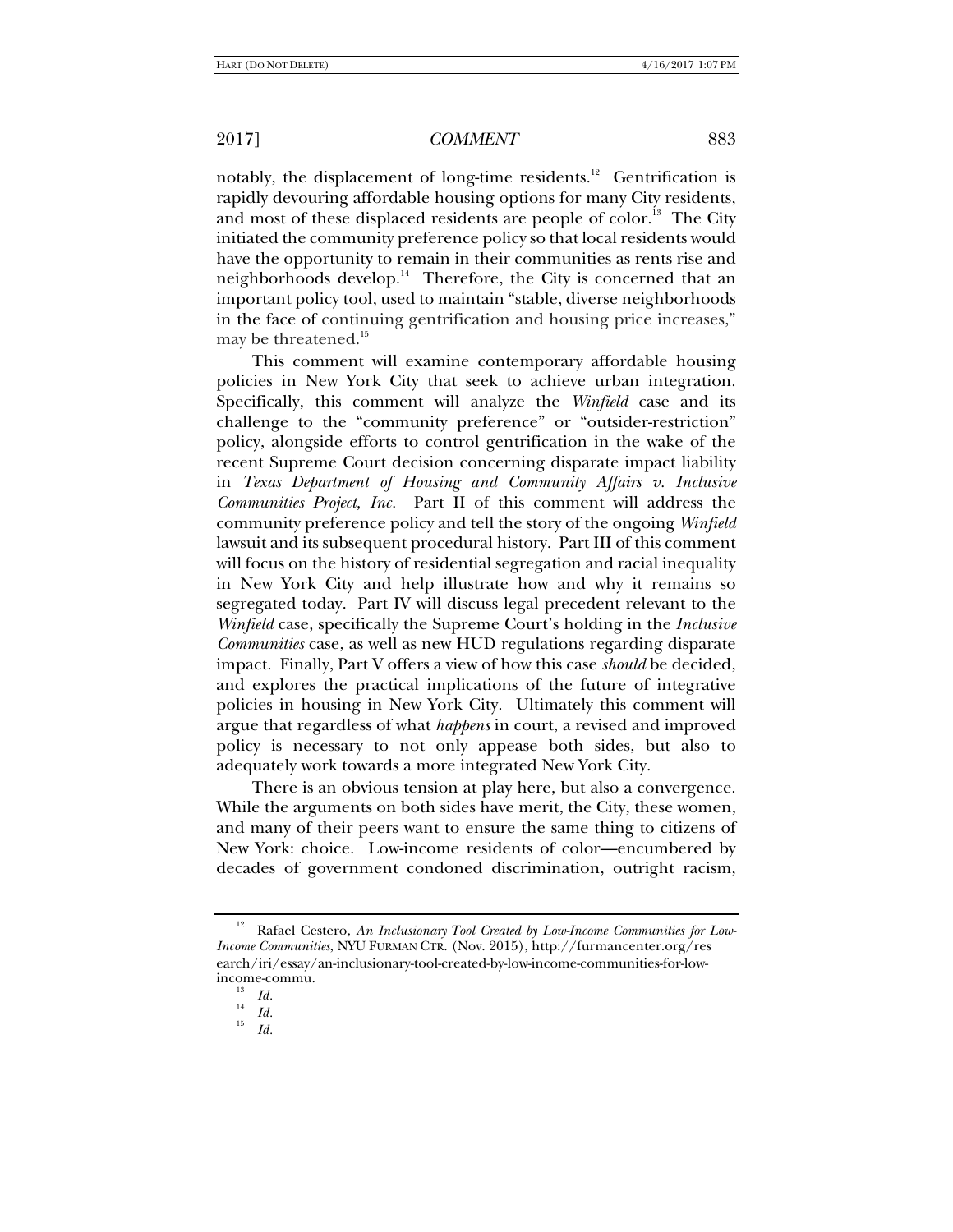notably, the displacement of long-time residents.[12] Gentrification is rapidly devouring affordable housing options for many City residents, and most of these displaced residents are people of color.[13] The City initiated the community preference policy so that local residents would have the opportunity to remain in their communities as rents rise and neighborhoods develop.[14] Therefore, the City is concerned that an important policy tool, used to maintain "stable, diverse neighborhoods in the face of continuing gentrification and housing price increases," may be threatened.[15]

This comment will examine contemporary affordable housing policies in New York City that seek to achieve urban integration. Specifically, this comment will analyze the *Winfield* case and its challenge to the "community preference" or "outsider-restriction" policy, alongside efforts to control gentrification in the wake of the recent Supreme Court decision concerning disparate impact liability in *Texas Department of Housing and Community Affairs v. Inclusive Communities Project, Inc.* Part II of this comment will address the community preference policy and tell the story of the ongoing *Winfield* lawsuit and its subsequent procedural history. Part III of this comment will focus on the history of residential segregation and racial inequality in New York City and help illustrate how and why it remains so segregated today. Part IV will discuss legal precedent relevant to the *Winfield* case, specifically the Supreme Court's holding in the *Inclusive Communities* case, as well as new HUD regulations regarding disparate impact. Finally, Part V offers a view of how this case *should* be decided, and explores the practical implications of the future of integrative policies in housing in New York City. Ultimately this comment will argue that regardless of what *happens* in court, a revised and improved policy is necessary to not only appease both sides, but also to adequately work towards a more integrated New York City.

There is an obvious tension at play here, but also a convergence. While the arguments on both sides have merit, the City, these women, and many of their peers want to ensure the same thing to citizens of New York: choice. Low-income residents of color—encumbered by decades of government condoned discrimination, outright racism,

---

[12] Rafael Cestero, *An Inclusionary Tool Created by Low-Income Communities for Low-Income Communities*, NYU FURMAN CTR. (Nov. 2015), http://furmancenter.org/research/iri/essay/an-inclusionary-tool-created-by-low-income-communities-for-low-income-commu.

[13] *Id.*

[14] *Id.*

[15] *Id.*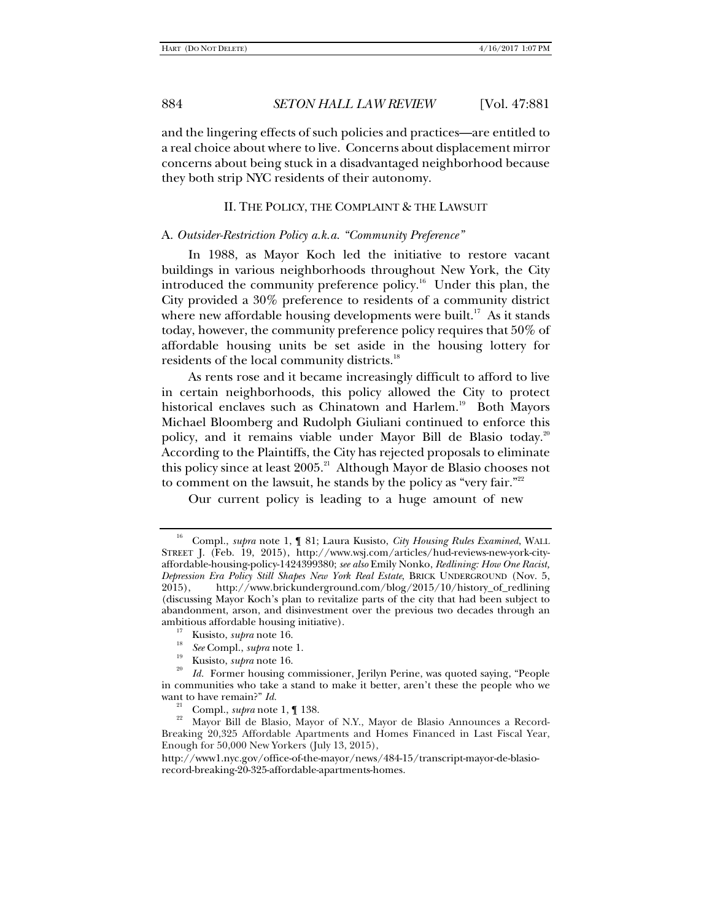and the lingering effects of such policies and practices—are entitled to a real choice about where to live. Concerns about displacement mirror concerns about being stuck in a disadvantaged neighborhood because they both strip NYC residents of their autonomy.

## II. The Policy, the Complaint & the Lawsuit

### A. *Outsider-Restriction Policy a.k.a. "Community Preference"*

In 1988, as Mayor Koch led the initiative to restore vacant buildings in various neighborhoods throughout New York, the City introduced the community preference policy.[16] Under this plan, the City provided a 30% preference to residents of a community district where new affordable housing developments were built.[17] As it stands today, however, the community preference policy requires that 50% of affordable housing units be set aside in the housing lottery for residents of the local community districts.[18]

As rents rose and it became increasingly difficult to afford to live in certain neighborhoods, this policy allowed the City to protect historical enclaves such as Chinatown and Harlem.[19] Both Mayors Michael Bloomberg and Rudolph Giuliani continued to enforce this policy, and it remains viable under Mayor Bill de Blasio today.[20] According to the Plaintiffs, the City has rejected proposals to eliminate this policy since at least 2005.[21] Although Mayor de Blasio chooses not to comment on the lawsuit, he stands by the policy as "very fair."[22]

Our current policy is leading to a huge amount of new

---

[16] Compl., *supra* note 1, ¶ 81; Laura Kusisto, *City Housing Rules Examined*, WALL STREET J. (Feb. 19, 2015), http://www.wsj.com/articles/hud-reviews-new-york-city-affordable-housing-policy-1424399380; *see also* Emily Nonko, *Redlining: How One Racist, Depression Era Policy Still Shapes New York Real Estate*, BRICK UNDERGROUND (Nov. 5, 2015), http://www.brickunderground.com/blog/2015/10/history_of_redlining (discussing Mayor Koch's plan to revitalize parts of the city that had been subject to abandonment, arson, and disinvestment over the previous two decades through an ambitious affordable housing initiative).

[17] Kusisto, *supra* note 16.

[18] *See* Compl., *supra* note 1.

[19] Kusisto, *supra* note 16.

[20] *Id.* Former housing commissioner, Jerilyn Perine, was quoted saying, "People in communities who take a stand to make it better, aren't these the people who we want to have remain?" *Id.*

[21] Compl., *supra* note 1, ¶ 138.

[22] Mayor Bill de Blasio, Mayor of N.Y., Mayor de Blasio Announces a Record-Breaking 20,325 Affordable Apartments and Homes Financed in Last Fiscal Year, Enough for 50,000 New Yorkers (July 13, 2015), http://www1.nyc.gov/office-of-the-mayor/news/484-15/transcript-mayor-de-blasio-record-breaking-20-325-affordable-apartments-homes.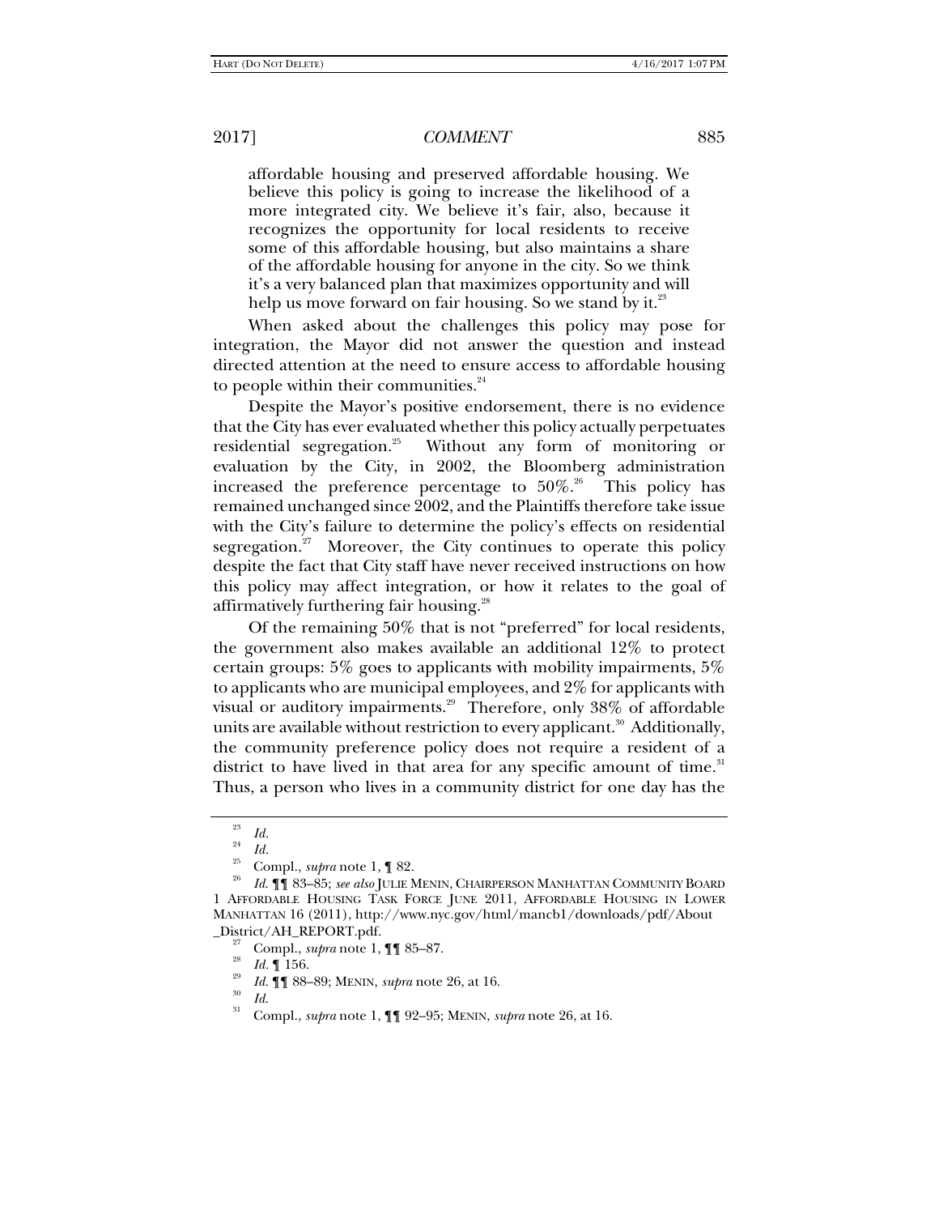> affordable housing and preserved affordable housing. We believe this policy is going to increase the likelihood of a more integrated city. We believe it's fair, also, because it recognizes the opportunity for local residents to receive some of this affordable housing, but also maintains a share of the affordable housing for anyone in the city. So we think it's a very balanced plan that maximizes opportunity and will help us move forward on fair housing. So we stand by it.[23]

When asked about the challenges this policy may pose for integration, the Mayor did not answer the question and instead directed attention at the need to ensure access to affordable housing to people within their communities.[24]

Despite the Mayor's positive endorsement, there is no evidence that the City has ever evaluated whether this policy actually perpetuates residential segregation.[25] Without any form of monitoring or evaluation by the City, in 2002, the Bloomberg administration increased the preference percentage to 50%.[26] This policy has remained unchanged since 2002, and the Plaintiffs therefore take issue with the City's failure to determine the policy's effects on residential segregation.[27] Moreover, the City continues to operate this policy despite the fact that City staff have never received instructions on how this policy may affect integration, or how it relates to the goal of affirmatively furthering fair housing.[28]

Of the remaining 50% that is not "preferred" for local residents, the government also makes available an additional 12% to protect certain groups: 5% goes to applicants with mobility impairments, 5% to applicants who are municipal employees, and 2% for applicants with visual or auditory impairments.[29] Therefore, only 38% of affordable units are available without restriction to every applicant.[30] Additionally, the community preference policy does not require a resident of a district to have lived in that area for any specific amount of time.[31] Thus, a person who lives in a community district for one day has the

---

[23] *Id.*

[24] *Id.*

[25] Compl., *supra* note 1, ¶ 82.

[26] *Id.* ¶¶ 83–85; *see also* JULIE MENIN, CHAIRPERSON MANHATTAN COMMUNITY BOARD 1 AFFORDABLE HOUSING TASK FORCE JUNE 2011, AFFORDABLE HOUSING IN LOWER MANHATTAN 16 (2011), http://www.nyc.gov/html/mancb1/downloads/pdf/About_District/AH_REPORT.pdf.

[27] Compl., *supra* note 1, ¶¶ 85–87.

[28] *Id.* ¶ 156.

[29] *Id.* ¶¶ 88–89; MENIN, *supra* note 26, at 16.

[30] *Id.*

[31] Compl., *supra* note 1, ¶¶ 92–95; MENIN, *supra* note 26, at 16.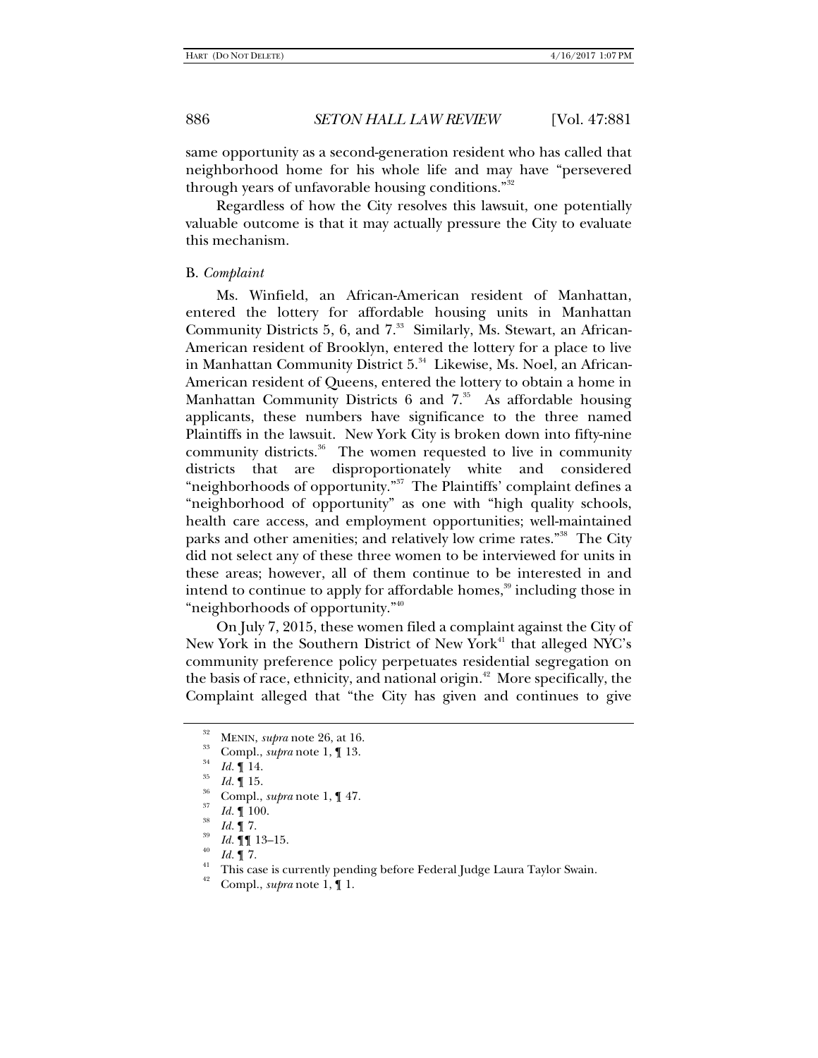same opportunity as a second-generation resident who has called that neighborhood home for his whole life and may have "persevered through years of unfavorable housing conditions."[32]

Regardless of how the City resolves this lawsuit, one potentially valuable outcome is that it may actually pressure the City to evaluate this mechanism.

### B. *Complaint*

Ms. Winfield, an African-American resident of Manhattan, entered the lottery for affordable housing units in Manhattan Community Districts 5, 6, and 7.[33] Similarly, Ms. Stewart, an African-American resident of Brooklyn, entered the lottery for a place to live in Manhattan Community District 5.[34] Likewise, Ms. Noel, an African-American resident of Queens, entered the lottery to obtain a home in Manhattan Community Districts 6 and 7.[35] As affordable housing applicants, these numbers have significance to the three named Plaintiffs in the lawsuit. New York City is broken down into fifty-nine community districts.[36] The women requested to live in community districts that are disproportionately white and considered "neighborhoods of opportunity."[37] The Plaintiffs' complaint defines a "neighborhood of opportunity" as one with "high quality schools, health care access, and employment opportunities; well-maintained parks and other amenities; and relatively low crime rates."[38] The City did not select any of these three women to be interviewed for units in these areas; however, all of them continue to be interested in and intend to continue to apply for affordable homes,[39] including those in "neighborhoods of opportunity."[40]

On July 7, 2015, these women filed a complaint against the City of New York in the Southern District of New York[41] that alleged NYC's community preference policy perpetuates residential segregation on the basis of race, ethnicity, and national origin.[42] More specifically, the Complaint alleged that "the City has given and continues to give

---

[32] MENIN, *supra* note 26, at 16.

[33] Compl., *supra* note 1, ¶ 13.

[34] *Id.* ¶ 14.

[35] *Id.* ¶ 15.

[36] Compl., *supra* note 1, ¶ 47.

[37] *Id.* ¶ 100.

[38] *Id.* ¶ 7.

[39] *Id.* ¶¶ 13–15.

[40] *Id.* ¶ 7.

[41] This case is currently pending before Federal Judge Laura Taylor Swain.

[42] Compl., *supra* note 1, ¶ 1.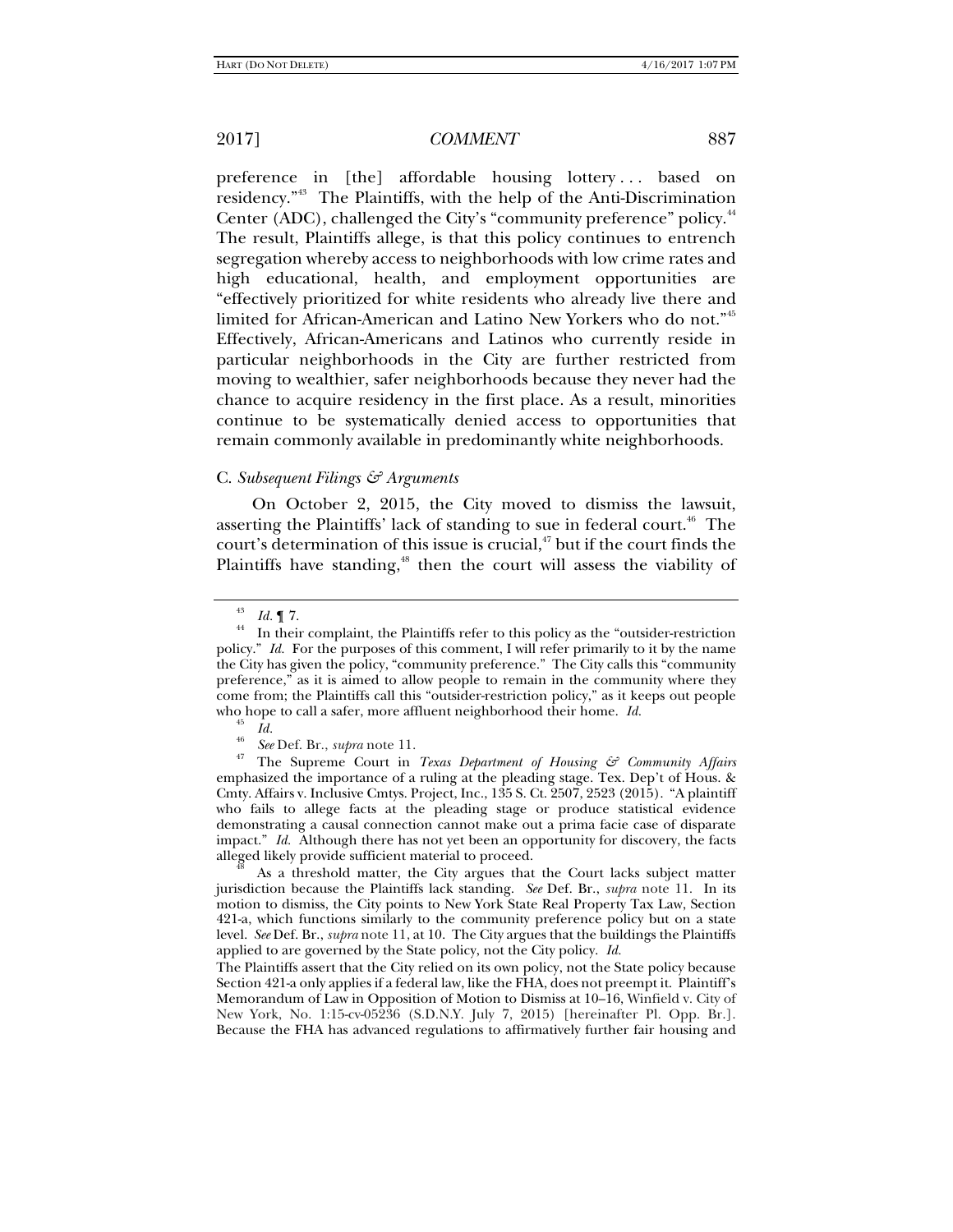preference in [the] affordable housing lottery . . . based on residency."[43] The Plaintiffs, with the help of the Anti-Discrimination Center (ADC), challenged the City's "community preference" policy.[44] The result, Plaintiffs allege, is that this policy continues to entrench segregation whereby access to neighborhoods with low crime rates and high educational, health, and employment opportunities are "effectively prioritized for white residents who already live there and limited for African-American and Latino New Yorkers who do not."[45] Effectively, African-Americans and Latinos who currently reside in particular neighborhoods in the City are further restricted from moving to wealthier, safer neighborhoods because they never had the chance to acquire residency in the first place. As a result, minorities continue to be systematically denied access to opportunities that remain commonly available in predominantly white neighborhoods.

### C. *Subsequent Filings & Arguments*

On October 2, 2015, the City moved to dismiss the lawsuit, asserting the Plaintiffs' lack of standing to sue in federal court.[46] The court's determination of this issue is crucial,[47] but if the court finds the Plaintiffs have standing,[48] then the court will assess the viability of

---

[43] *Id.* ¶ 7.

[44] In their complaint, the Plaintiffs refer to this policy as the "outsider-restriction policy." *Id.* For the purposes of this comment, I will refer primarily to it by the name the City has given the policy, "community preference." The City calls this "community preference," as it is aimed to allow people to remain in the community where they come from; the Plaintiffs call this "outsider-restriction policy," as it keeps out people who hope to call a safer, more affluent neighborhood their home. *Id.*

[45] *Id.*

[46] *See* Def. Br., *supra* note 11.

[47] The Supreme Court in *Texas Department of Housing & Community Affairs* emphasized the importance of a ruling at the pleading stage. Tex. Dep't of Hous. & Cmty. Affairs v. Inclusive Cmtys. Project, Inc., 135 S. Ct. 2507, 2523 (2015). "A plaintiff who fails to allege facts at the pleading stage or produce statistical evidence demonstrating a causal connection cannot make out a prima facie case of disparate impact." *Id.* Although there has not yet been an opportunity for discovery, the facts alleged likely provide sufficient material to proceed.

[48] As a threshold matter, the City argues that the Court lacks subject matter jurisdiction because the Plaintiffs lack standing. *See* Def. Br., *supra* note 11. In its motion to dismiss, the City points to New York State Real Property Tax Law, Section 421-a, which functions similarly to the community preference policy but on a state level. *See* Def. Br., *supra* note 11, at 10. The City argues that the buildings the Plaintiffs applied to are governed by the State policy, not the City policy. *Id.*

The Plaintiffs assert that the City relied on its own policy, not the State policy because Section 421-a only applies if a federal law, like the FHA, does not preempt it. Plaintiff's Memorandum of Law in Opposition of Motion to Dismiss at 10–16, Winfield v. City of New York, No. 1:15-cv-05236 (S.D.N.Y. July 7, 2015) [hereinafter Pl. Opp. Br.]. Because the FHA has advanced regulations to affirmatively further fair housing and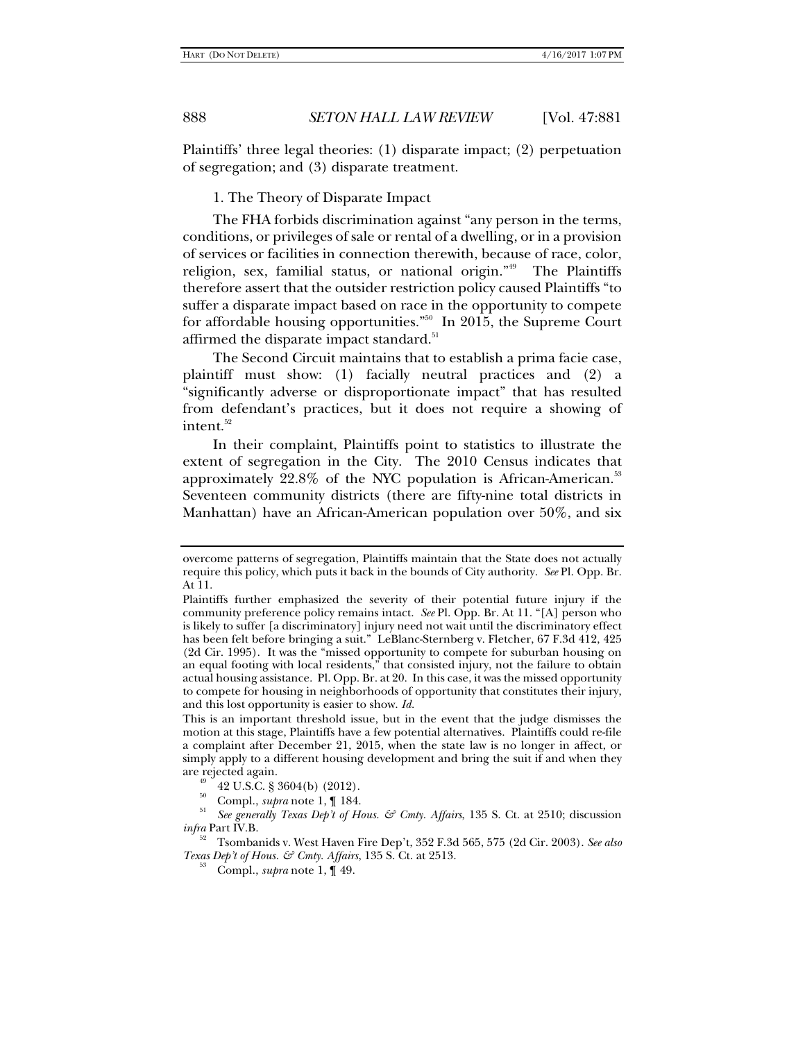Plaintiffs' three legal theories: (1) disparate impact; (2) perpetuation of segregation; and (3) disparate treatment.

1. The Theory of Disparate Impact

The FHA forbids discrimination against "any person in the terms, conditions, or privileges of sale or rental of a dwelling, or in a provision of services or facilities in connection therewith, because of race, color, religion, sex, familial status, or national origin."[49] The Plaintiffs therefore assert that the outsider restriction policy caused Plaintiffs "to suffer a disparate impact based on race in the opportunity to compete for affordable housing opportunities."[50] In 2015, the Supreme Court affirmed the disparate impact standard.[51]

The Second Circuit maintains that to establish a prima facie case, plaintiff must show: (1) facially neutral practices and (2) a "significantly adverse or disproportionate impact" that has resulted from defendant's practices, but it does not require a showing of intent.[52]

In their complaint, Plaintiffs point to statistics to illustrate the extent of segregation in the City. The 2010 Census indicates that approximately 22.8% of the NYC population is African-American.[53] Seventeen community districts (there are fifty-nine total districts in Manhattan) have an African-American population over 50%, and six

---

overcome patterns of segregation, Plaintiffs maintain that the State does not actually require this policy, which puts it back in the bounds of City authority. *See* Pl. Opp. Br. At 11.

Plaintiffs further emphasized the severity of their potential future injury if the community preference policy remains intact. *See* Pl. Opp. Br. At 11. "[A] person who is likely to suffer [a discriminatory] injury need not wait until the discriminatory effect has been felt before bringing a suit." LeBlanc-Sternberg v. Fletcher, 67 F.3d 412, 425 (2d Cir. 1995). It was the "missed opportunity to compete for suburban housing on an equal footing with local residents," that consisted injury, not the failure to obtain actual housing assistance. Pl. Opp. Br. at 20. In this case, it was the missed opportunity to compete for housing in neighborhoods of opportunity that constitutes their injury, and this lost opportunity is easier to show. *Id.*

This is an important threshold issue, but in the event that the judge dismisses the motion at this stage, Plaintiffs have a few potential alternatives. Plaintiffs could re-file a complaint after December 21, 2015, when the state law is no longer in affect, or simply apply to a different housing development and bring the suit if and when they are rejected again.

[49] 42 U.S.C. § 3604(b) (2012).

[50] Compl., *supra* note 1, ¶ 184.

[51] *See generally Texas Dep't of Hous. & Cmty. Affairs*, 135 S. Ct. at 2510; discussion *infra* Part IV.B.

[52] Tsombanids v. West Haven Fire Dep't, 352 F.3d 565, 575 (2d Cir. 2003). *See also Texas Dep't of Hous. & Cmty. Affairs*, 135 S. Ct. at 2513.

[53] Compl., *supra* note 1, ¶ 49.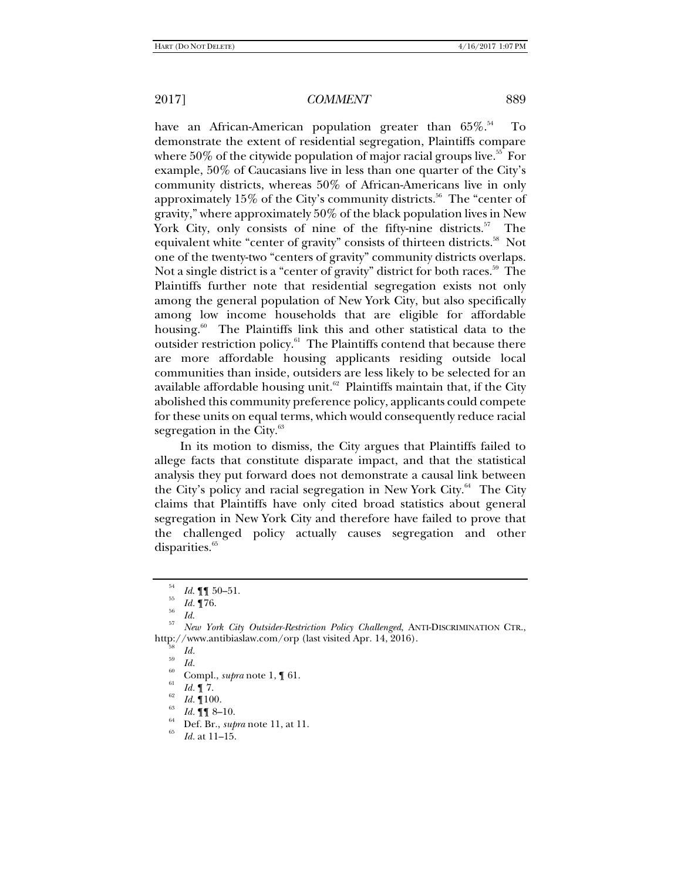have an African-American population greater than 65%.[54] To demonstrate the extent of residential segregation, Plaintiffs compare where 50% of the citywide population of major racial groups live.[55] For example, 50% of Caucasians live in less than one quarter of the City's community districts, whereas 50% of African-Americans live in only approximately 15% of the City's community districts.[56] The "center of gravity," where approximately 50% of the black population lives in New York City, only consists of nine of the fifty-nine districts.[57] The equivalent white "center of gravity" consists of thirteen districts.[58] Not one of the twenty-two "centers of gravity" community districts overlaps. Not a single district is a "center of gravity" district for both races.[59] The Plaintiffs further note that residential segregation exists not only among the general population of New York City, but also specifically among low income households that are eligible for affordable housing.[60] The Plaintiffs link this and other statistical data to the outsider restriction policy.[61] The Plaintiffs contend that because there are more affordable housing applicants residing outside local communities than inside, outsiders are less likely to be selected for an available affordable housing unit.[62] Plaintiffs maintain that, if the City abolished this community preference policy, applicants could compete for these units on equal terms, which would consequently reduce racial segregation in the City.[63]

In its motion to dismiss, the City argues that Plaintiffs failed to allege facts that constitute disparate impact, and that the statistical analysis they put forward does not demonstrate a causal link between the City's policy and racial segregation in New York City.[64] The City claims that Plaintiffs have only cited broad statistics about general segregation in New York City and therefore have failed to prove that the challenged policy actually causes segregation and other disparities.[65]

---

[54] *Id.* ¶¶ 50–51.

[55] *Id.* ¶76.

[56] *Id.*

[57] *New York City Outsider-Restriction Policy Challenged*, ANTI-DISCRIMINATION CTR., http://www.antibiaslaw.com/orp (last visited Apr. 14, 2016).

[58] *Id.*

[59] *Id.*

[60] Compl., *supra* note 1, ¶ 61.

[61] *Id.* ¶ 7.

[62] *Id.* ¶100.

[63] *Id.* ¶¶ 8–10.

[64] Def. Br., *supra* note 11, at 11.

[65] *Id.* at 11–15.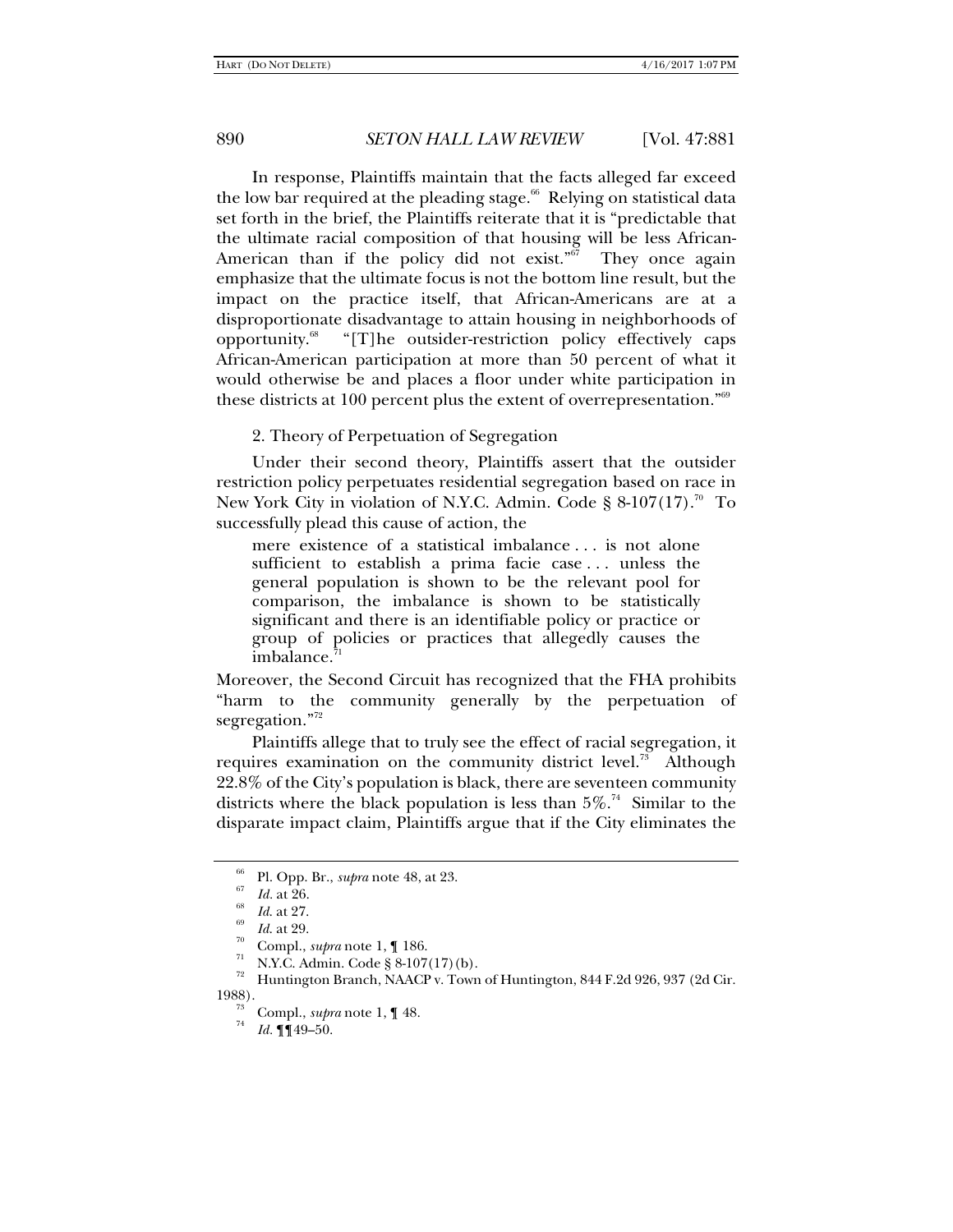In response, Plaintiffs maintain that the facts alleged far exceed the low bar required at the pleading stage.[66] Relying on statistical data set forth in the brief, the Plaintiffs reiterate that it is "predictable that the ultimate racial composition of that housing will be less African-American than if the policy did not exist."[67] They once again emphasize that the ultimate focus is not the bottom line result, but the impact on the practice itself, that African-Americans are at a disproportionate disadvantage to attain housing in neighborhoods of opportunity.[68] "[T]he outsider-restriction policy effectively caps African-American participation at more than 50 percent of what it would otherwise be and places a floor under white participation in these districts at 100 percent plus the extent of overrepresentation."[69]

2. Theory of Perpetuation of Segregation

Under their second theory, Plaintiffs assert that the outsider restriction policy perpetuates residential segregation based on race in New York City in violation of N.Y.C. Admin. Code § 8-107(17).[70] To successfully plead this cause of action, the

> mere existence of a statistical imbalance . . . is not alone sufficient to establish a prima facie case . . . unless the general population is shown to be the relevant pool for comparison, the imbalance is shown to be statistically significant and there is an identifiable policy or practice or group of policies or practices that allegedly causes the imbalance.[71]

Moreover, the Second Circuit has recognized that the FHA prohibits "harm to the community generally by the perpetuation of segregation."[72]

Plaintiffs allege that to truly see the effect of racial segregation, it requires examination on the community district level.[73] Although 22.8% of the City's population is black, there are seventeen community districts where the black population is less than 5%.[74] Similar to the disparate impact claim, Plaintiffs argue that if the City eliminates the

---

[66] Pl. Opp. Br., *supra* note 48, at 23.

[67] *Id.* at 26.

[68] *Id.* at 27.

[69] *Id.* at 29.

[70] Compl., *supra* note 1, ¶ 186.

[71] N.Y.C. Admin. Code § 8-107(17)(b).

[72] Huntington Branch, NAACP v. Town of Huntington, 844 F.2d 926, 937 (2d Cir. 1988).

[73] Compl., *supra* note 1, ¶ 48.

[74] *Id.* ¶¶49–50.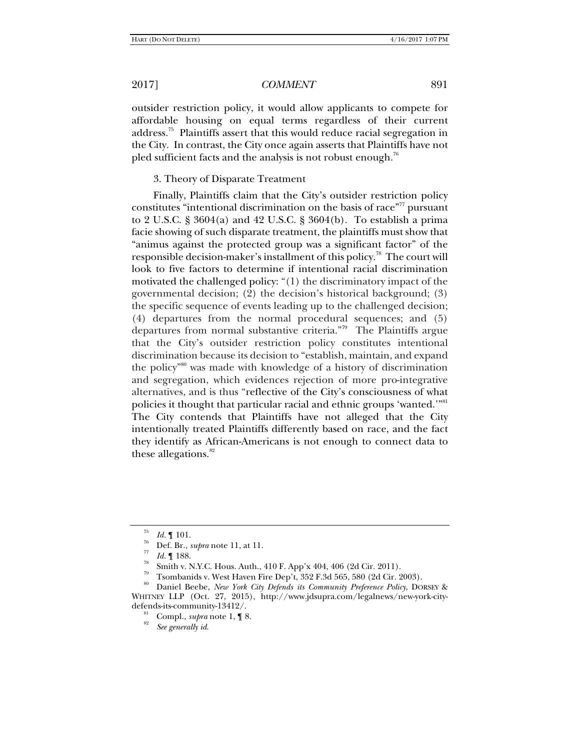outsider restriction policy, it would allow applicants to compete for affordable housing on equal terms regardless of their current address.[75] Plaintiffs assert that this would reduce racial segregation in the City. In contrast, the City once again asserts that Plaintiffs have not pled sufficient facts and the analysis is not robust enough.[76]

3. Theory of Disparate Treatment

Finally, Plaintiffs claim that the City's outsider restriction policy constitutes "intentional discrimination on the basis of race"[77] pursuant to 2 U.S.C. § 3604(a) and 42 U.S.C. § 3604(b). To establish a prima facie showing of such disparate treatment, the plaintiffs must show that "animus against the protected group was a significant factor" of the responsible decision-maker's installment of this policy.[78] The court will look to five factors to determine if intentional racial discrimination motivated the challenged policy: "(1) the discriminatory impact of the governmental decision; (2) the decision's historical background; (3) the specific sequence of events leading up to the challenged decision; (4) departures from the normal procedural sequences; and (5) departures from normal substantive criteria."[79] The Plaintiffs argue that the City's outsider restriction policy constitutes intentional discrimination because its decision to "establish, maintain, and expand the policy"[80] was made with knowledge of a history of discrimination and segregation, which evidences rejection of more pro-integrative alternatives, and is thus "reflective of the City's consciousness of what policies it thought that particular racial and ethnic groups 'wanted.'"[81] The City contends that Plaintiffs have not alleged that the City intentionally treated Plaintiffs differently based on race, and the fact they identify as African-Americans is not enough to connect data to these allegations.[82]

---

[75] *Id.* ¶ 101.

[76] Def. Br., *supra* note 11, at 11.

[77] *Id.* ¶ 188.

[78] Smith v. N.Y.C. Hous. Auth., 410 F. App'x 404, 406 (2d Cir. 2011).

[79] Tsombanids v. West Haven Fire Dep't, 352 F.3d 565, 580 (2d Cir. 2003).

[80] Daniel Beebe, *New York City Defends its Community Preference Policy*, DORSEY & WHITNEY LLP (Oct. 27, 2015), http://www.jdsupra.com/legalnews/new-york-city-defends-its-community-13412/.

[81] Compl., *supra* note 1, ¶ 8.

[82] *See generally id.*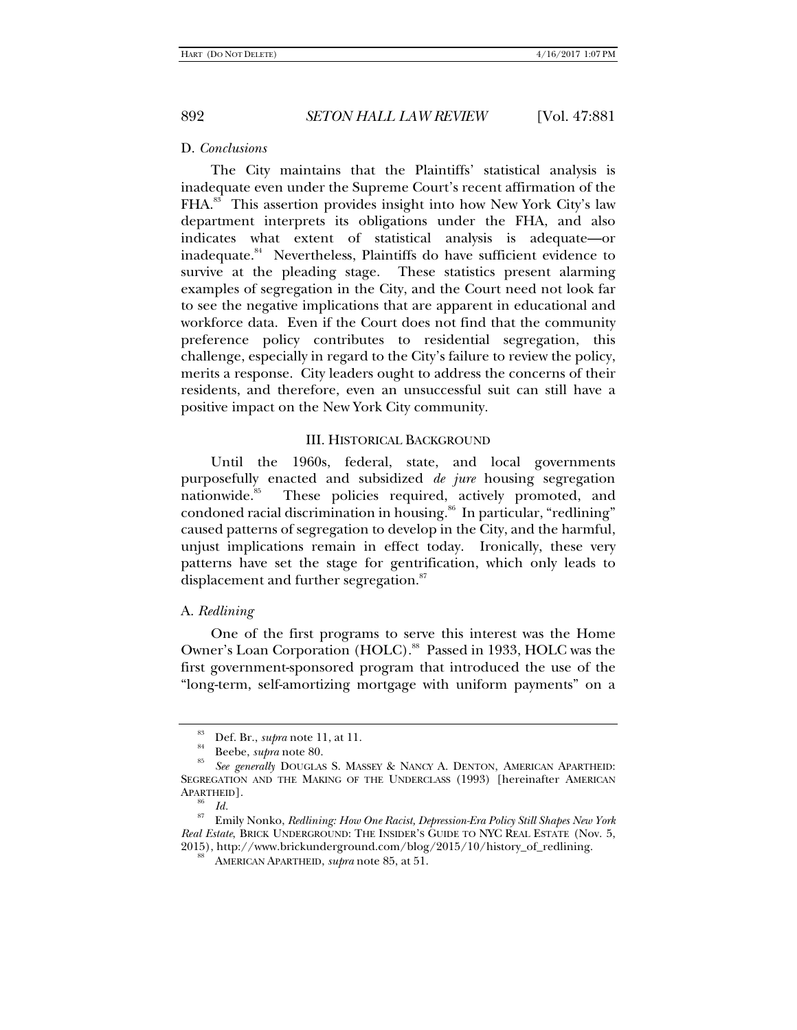D. *Conclusions*

The City maintains that the Plaintiffs' statistical analysis is inadequate even under the Supreme Court's recent affirmation of the FHA.[83] This assertion provides insight into how New York City's law department interprets its obligations under the FHA, and also indicates what extent of statistical analysis is adequate—or inadequate.[84] Nevertheless, Plaintiffs do have sufficient evidence to survive at the pleading stage. These statistics present alarming examples of segregation in the City, and the Court need not look far to see the negative implications that are apparent in educational and workforce data. Even if the Court does not find that the community preference policy contributes to residential segregation, this challenge, especially in regard to the City's failure to review the policy, merits a response. City leaders ought to address the concerns of their residents, and therefore, even an unsuccessful suit can still have a positive impact on the New York City community.

## III. HISTORICAL BACKGROUND

Until the 1960s, federal, state, and local governments purposefully enacted and subsidized *de jure* housing segregation nationwide.[85] These policies required, actively promoted, and condoned racial discrimination in housing.[86] In particular, "redlining" caused patterns of segregation to develop in the City, and the harmful, unjust implications remain in effect today. Ironically, these very patterns have set the stage for gentrification, which only leads to displacement and further segregation.[87]

A. *Redlining*

One of the first programs to serve this interest was the Home Owner's Loan Corporation (HOLC).[88] Passed in 1933, HOLC was the first government-sponsored program that introduced the use of the "long-term, self-amortizing mortgage with uniform payments" on a

---

[83] Def. Br., *supra* note 11, at 11.

[84] Beebe, *supra* note 80.

[85] *See generally* DOUGLAS S. MASSEY & NANCY A. DENTON, AMERICAN APARTHEID: SEGREGATION AND THE MAKING OF THE UNDERCLASS (1993) [hereinafter AMERICAN APARTHEID].

[86] *Id.*

[87] Emily Nonko, *Redlining: How One Racist, Depression-Era Policy Still Shapes New York Real Estate*, BRICK UNDERGROUND: THE INSIDER'S GUIDE TO NYC REAL ESTATE (Nov. 5, 2015), http://www.brickunderground.com/blog/2015/10/history_of_redlining.

[88] AMERICAN APARTHEID, *supra* note 85, at 51.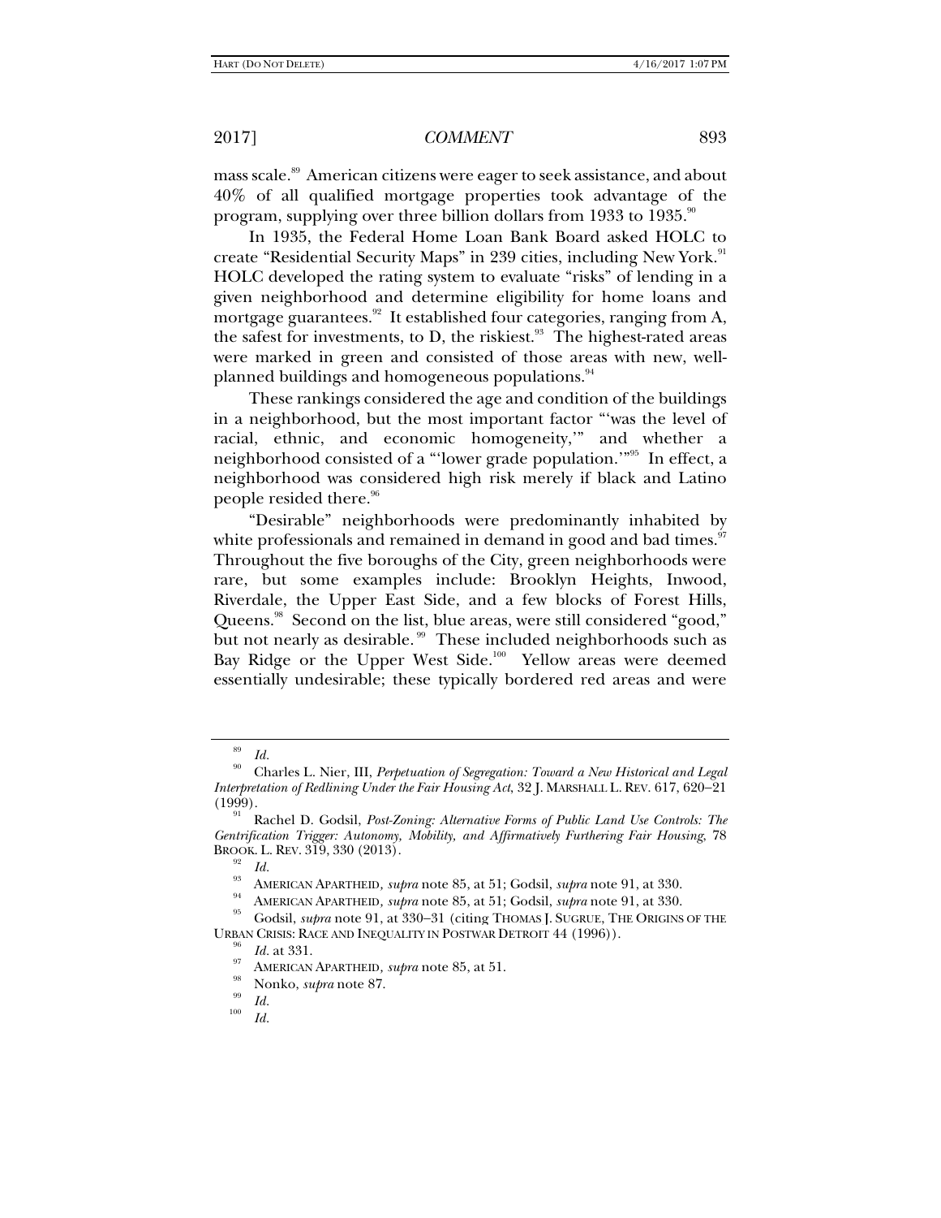mass scale.[89] American citizens were eager to seek assistance, and about 40% of all qualified mortgage properties took advantage of the program, supplying over three billion dollars from 1933 to 1935.[90]

In 1935, the Federal Home Loan Bank Board asked HOLC to create "Residential Security Maps" in 239 cities, including New York.[91] HOLC developed the rating system to evaluate "risks" of lending in a given neighborhood and determine eligibility for home loans and mortgage guarantees.[92] It established four categories, ranging from A, the safest for investments, to D, the riskiest.[93] The highest-rated areas were marked in green and consisted of those areas with new, well-planned buildings and homogeneous populations.[94]

These rankings considered the age and condition of the buildings in a neighborhood, but the most important factor "'was the level of racial, ethnic, and economic homogeneity,'" and whether a neighborhood consisted of a "'lower grade population.'"[95] In effect, a neighborhood was considered high risk merely if black and Latino people resided there.[96]

"Desirable" neighborhoods were predominantly inhabited by white professionals and remained in demand in good and bad times.[97] Throughout the five boroughs of the City, green neighborhoods were rare, but some examples include: Brooklyn Heights, Inwood, Riverdale, the Upper East Side, and a few blocks of Forest Hills, Queens.[98] Second on the list, blue areas, were still considered "good," but not nearly as desirable.[99] These included neighborhoods such as Bay Ridge or the Upper West Side.[100] Yellow areas were deemed essentially undesirable; these typically bordered red areas and were

---

[89] *Id.*

[90] Charles L. Nier, III, *Perpetuation of Segregation: Toward a New Historical and Legal Interpretation of Redlining Under the Fair Housing Act*, 32 J. MARSHALL L. REV. 617, 620–21 (1999).

[91] Rachel D. Godsil, *Post-Zoning: Alternative Forms of Public Land Use Controls: The Gentrification Trigger: Autonomy, Mobility, and Affirmatively Furthering Fair Housing*, 78 BROOK. L. REV. 319, 330 (2013).

[92] *Id.*

[93] AMERICAN APARTHEID, *supra* note 85, at 51; Godsil, *supra* note 91, at 330.

[94] AMERICAN APARTHEID, *supra* note 85, at 51; Godsil, *supra* note 91, at 330.

[95] Godsil, *supra* note 91, at 330–31 (citing THOMAS J. SUGRUE, THE ORIGINS OF THE URBAN CRISIS: RACE AND INEQUALITY IN POSTWAR DETROIT 44 (1996)).

[96] *Id.* at 331.

[97] AMERICAN APARTHEID, *supra* note 85, at 51.

[98] Nonko, *supra* note 87.

[99] *Id.*

[100] *Id.*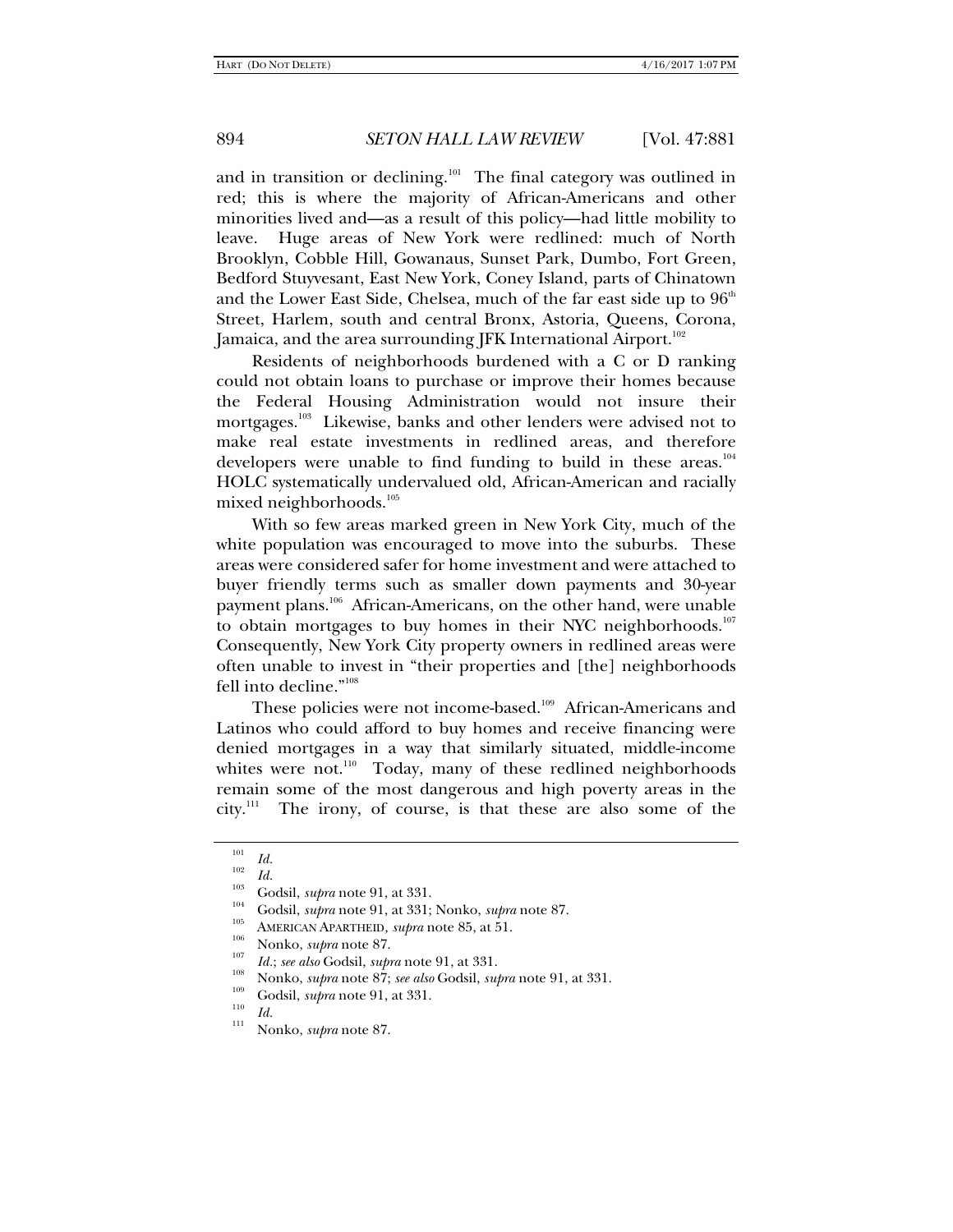and in transition or declining.[101] The final category was outlined in red; this is where the majority of African-Americans and other minorities lived and—as a result of this policy—had little mobility to leave. Huge areas of New York were redlined: much of North Brooklyn, Cobble Hill, Gowanaus, Sunset Park, Dumbo, Fort Green, Bedford Stuyvesant, East New York, Coney Island, parts of Chinatown and the Lower East Side, Chelsea, much of the far east side up to 96th Street, Harlem, south and central Bronx, Astoria, Queens, Corona, Jamaica, and the area surrounding JFK International Airport.[102]

Residents of neighborhoods burdened with a C or D ranking could not obtain loans to purchase or improve their homes because the Federal Housing Administration would not insure their mortgages.[103] Likewise, banks and other lenders were advised not to make real estate investments in redlined areas, and therefore developers were unable to find funding to build in these areas.[104] HOLC systematically undervalued old, African-American and racially mixed neighborhoods.[105]

With so few areas marked green in New York City, much of the white population was encouraged to move into the suburbs. These areas were considered safer for home investment and were attached to buyer friendly terms such as smaller down payments and 30-year payment plans.[106] African-Americans, on the other hand, were unable to obtain mortgages to buy homes in their NYC neighborhoods.[107] Consequently, New York City property owners in redlined areas were often unable to invest in "their properties and [the] neighborhoods fell into decline."[108]

These policies were not income-based.[109] African-Americans and Latinos who could afford to buy homes and receive financing were denied mortgages in a way that similarly situated, middle-income whites were not.[110] Today, many of these redlined neighborhoods remain some of the most dangerous and high poverty areas in the city.[111] The irony, of course, is that these are also some of the

---

[101] *Id.*

[102] *Id.*

[103] Godsil, *supra* note 91, at 331.

[104] Godsil, *supra* note 91, at 331; Nonko, *supra* note 87.

[105] AMERICAN APARTHEID, *supra* note 85, at 51.

[106] Nonko, *supra* note 87.

[107] *Id.*; *see also* Godsil, *supra* note 91, at 331.

[108] Nonko, *supra* note 87; *see also* Godsil, *supra* note 91, at 331.

[109] Godsil, *supra* note 91, at 331.

[110] *Id.*

[111] Nonko, *supra* note 87.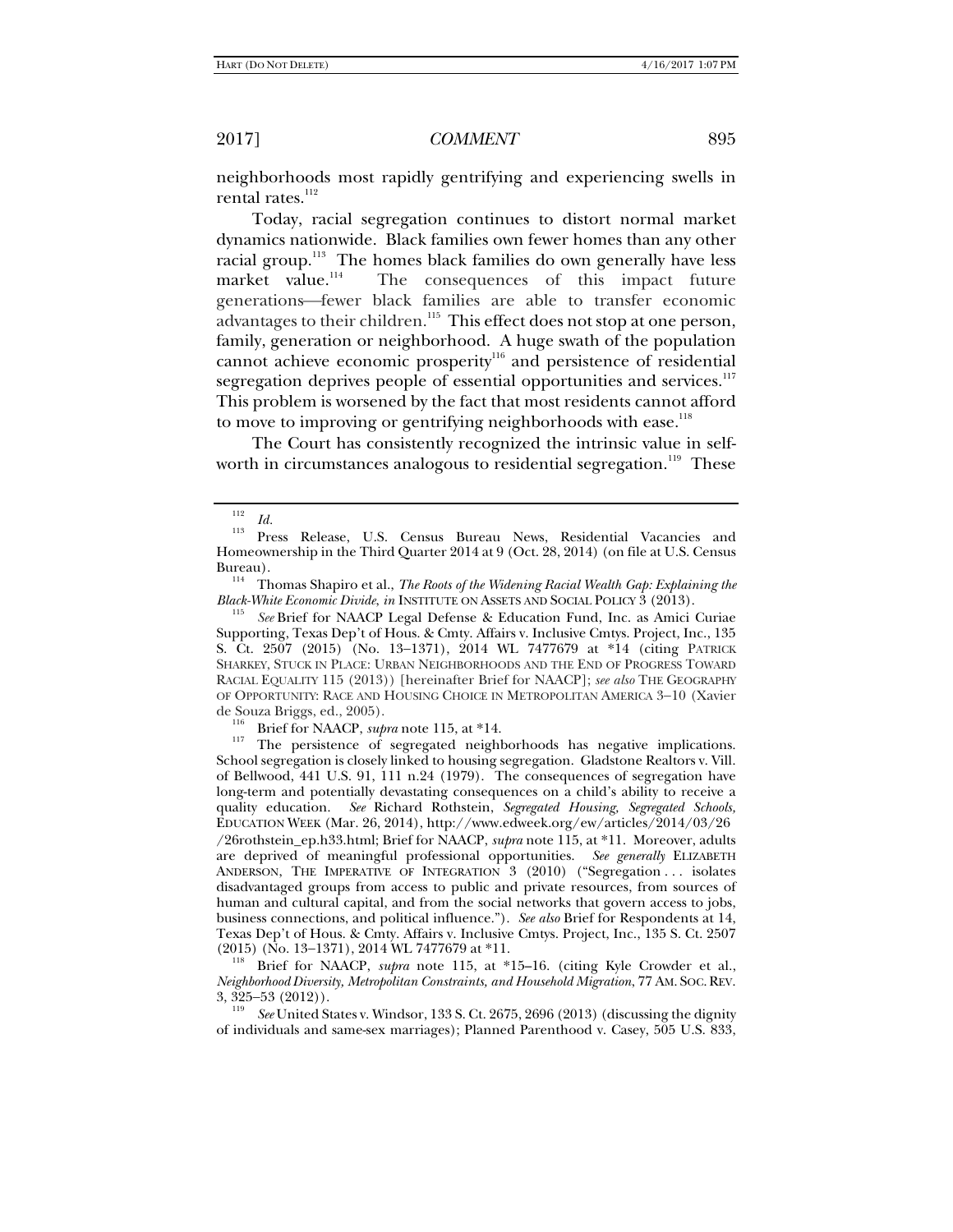neighborhoods most rapidly gentrifying and experiencing swells in rental rates.[112]

Today, racial segregation continues to distort normal market dynamics nationwide. Black families own fewer homes than any other racial group.[113] The homes black families do own generally have less market value.[114] The consequences of this impact future generations—fewer black families are able to transfer economic advantages to their children.[115] This effect does not stop at one person, family, generation or neighborhood. A huge swath of the population cannot achieve economic prosperity[116] and persistence of residential segregation deprives people of essential opportunities and services.[117] This problem is worsened by the fact that most residents cannot afford to move to improving or gentrifying neighborhoods with ease.[118]

The Court has consistently recognized the intrinsic value in self-worth in circumstances analogous to residential segregation.[119] These

---

[112] *Id.*

[113] Press Release, U.S. Census Bureau News, Residential Vacancies and Homeownership in the Third Quarter 2014 at 9 (Oct. 28, 2014) (on file at U.S. Census Bureau).

[114] Thomas Shapiro et al., *The Roots of the Widening Racial Wealth Gap: Explaining the Black-White Economic Divide*, *in* INSTITUTE ON ASSETS AND SOCIAL POLICY 3 (2013).

[115] *See* Brief for NAACP Legal Defense & Education Fund, Inc. as Amici Curiae Supporting, Texas Dep't of Hous. & Cmty. Affairs v. Inclusive Cmtys. Project, Inc., 135 S. Ct. 2507 (2015) (No. 13–1371), 2014 WL 7477679 at *14 (citing PATRICK SHARKEY, STUCK IN PLACE: URBAN NEIGHBORHOODS AND THE END OF PROGRESS TOWARD RACIAL EQUALITY 115 (2013)) [hereinafter Brief for NAACP]; *see also* THE GEOGRAPHY OF OPPORTUNITY: RACE AND HOUSING CHOICE IN METROPOLITAN AMERICA 3–10 (Xavier de Souza Briggs, ed., 2005).

[116] Brief for NAACP, *supra* note 115, at *14.

[117] The persistence of segregated neighborhoods has negative implications. School segregation is closely linked to housing segregation. Gladstone Realtors v. Vill. of Bellwood, 441 U.S. 91, 111 n.24 (1979). The consequences of segregation have long-term and potentially devastating consequences on a child's ability to receive a quality education. *See* Richard Rothstein, *Segregated Housing, Segregated Schools,* EDUCATION WEEK (Mar. 26, 2014), http://www.edweek.org/ew/articles/2014/03/26/26rothstein_ep.h33.html; Brief for NAACP, *supra* note 115, at *11. Moreover, adults are deprived of meaningful professional opportunities. *See generally* ELIZABETH ANDERSON, THE IMPERATIVE OF INTEGRATION 3 (2010) ("Segregation . . . isolates disadvantaged groups from access to public and private resources, from sources of human and cultural capital, and from the social networks that govern access to jobs, business connections, and political influence."). *See also* Brief for Respondents at 14, Texas Dep't of Hous. & Cmty. Affairs v. Inclusive Cmtys. Project, Inc., 135 S. Ct. 2507 (2015) (No. 13–1371), 2014 WL 7477679 at *11.

[118] Brief for NAACP, *supra* note 115, at *15–16. (citing Kyle Crowder et al., *Neighborhood Diversity, Metropolitan Constraints, and Household Migration*, 77 AM. SOC. REV. 3, 325–53 (2012)).

[119] *See* United States v. Windsor, 133 S. Ct. 2675, 2696 (2013) (discussing the dignity of individuals and same-sex marriages); Planned Parenthood v. Casey, 505 U.S. 833,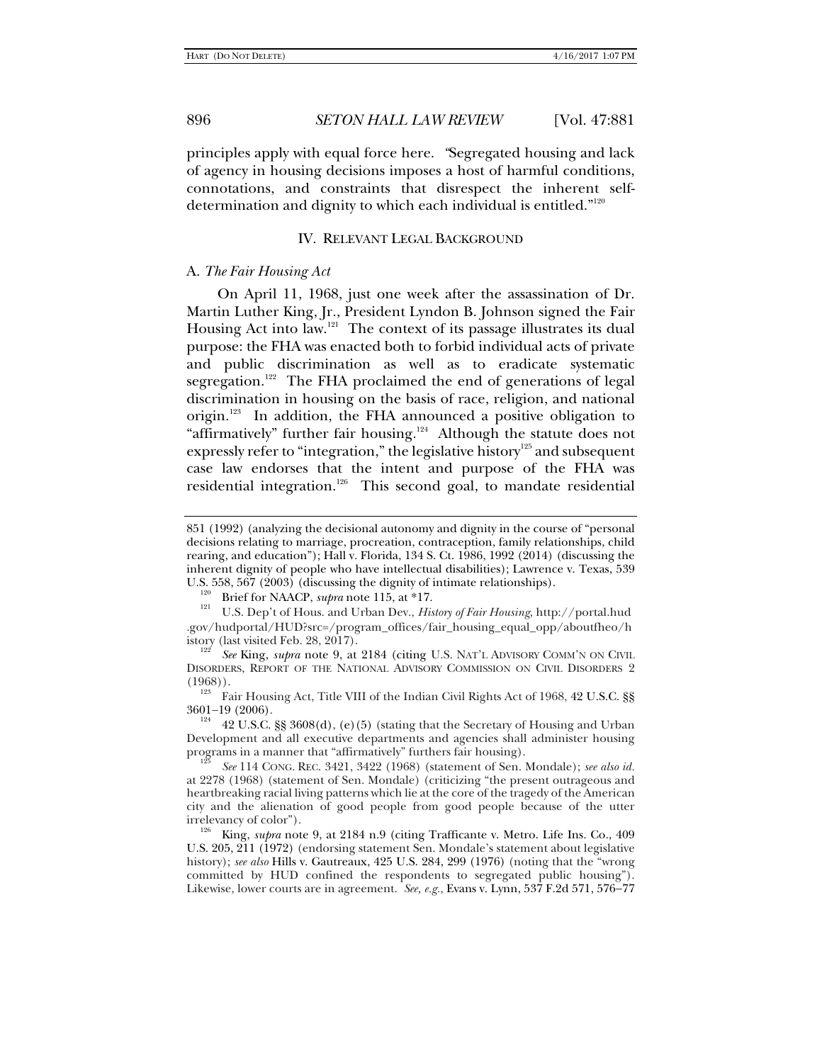principles apply with equal force here. "Segregated housing and lack of agency in housing decisions imposes a host of harmful conditions, connotations, and constraints that disrespect the inherent self-determination and dignity to which each individual is entitled."[120]

## IV. Relevant Legal Background

### A. *The Fair Housing Act*

On April 11, 1968, just one week after the assassination of Dr. Martin Luther King, Jr., President Lyndon B. Johnson signed the Fair Housing Act into law.[121] The context of its passage illustrates its dual purpose: the FHA was enacted both to forbid individual acts of private and public discrimination as well as to eradicate systematic segregation.[122] The FHA proclaimed the end of generations of legal discrimination in housing on the basis of race, religion, and national origin.[123] In addition, the FHA announced a positive obligation to "affirmatively" further fair housing.[124] Although the statute does not expressly refer to "integration," the legislative history[125] and subsequent case law endorses that the intent and purpose of the FHA was residential integration.[126] This second goal, to mandate residential

---

851 (1992) (analyzing the decisional autonomy and dignity in the course of "personal decisions relating to marriage, procreation, contraception, family relationships, child rearing, and education"); Hall v. Florida, 134 S. Ct. 1986, 1992 (2014) (discussing the inherent dignity of people who have intellectual disabilities); Lawrence v. Texas, 539 U.S. 558, 567 (2003) (discussing the dignity of intimate relationships).

[120] Brief for NAACP, *supra* note 115, at *17.

[121] U.S. Dep't of Hous. and Urban Dev., *History of Fair Housing*, http://portal.hud.gov/hudportal/HUD?src=/program_offices/fair_housing_equal_opp/aboutfheo/history (last visited Feb. 28, 2017).

[122] *See* King, *supra* note 9, at 2184 (citing U.S. Nat'l Advisory Comm'n on Civil Disorders, Report of the National Advisory Commission on Civil Disorders 2 (1968)).

[123] Fair Housing Act, Title VIII of the Indian Civil Rights Act of 1968, 42 U.S.C. §§ 3601–19 (2006).

[124] 42 U.S.C. §§ 3608(d), (e)(5) (stating that the Secretary of Housing and Urban Development and all executive departments and agencies shall administer housing programs in a manner that "affirmatively" furthers fair housing).

[125] *See* 114 Cong. Rec. 3421, 3422 (1968) (statement of Sen. Mondale); *see also id.* at 2278 (1968) (statement of Sen. Mondale) (criticizing "the present outrageous and heartbreaking racial living patterns which lie at the core of the tragedy of the American city and the alienation of good people from good people because of the utter irrelevancy of color").

[126] King, *supra* note 9, at 2184 n.9 (citing Trafficante v. Metro. Life Ins. Co., 409 U.S. 205, 211 (1972) (endorsing statement Sen. Mondale's statement about legislative history); *see also* Hills v. Gautreaux, 425 U.S. 284, 299 (1976) (noting that the "wrong committed by HUD confined the respondents to segregated public housing"). Likewise, lower courts are in agreement. *See, e.g.*, Evans v. Lynn, 537 F.2d 571, 576–77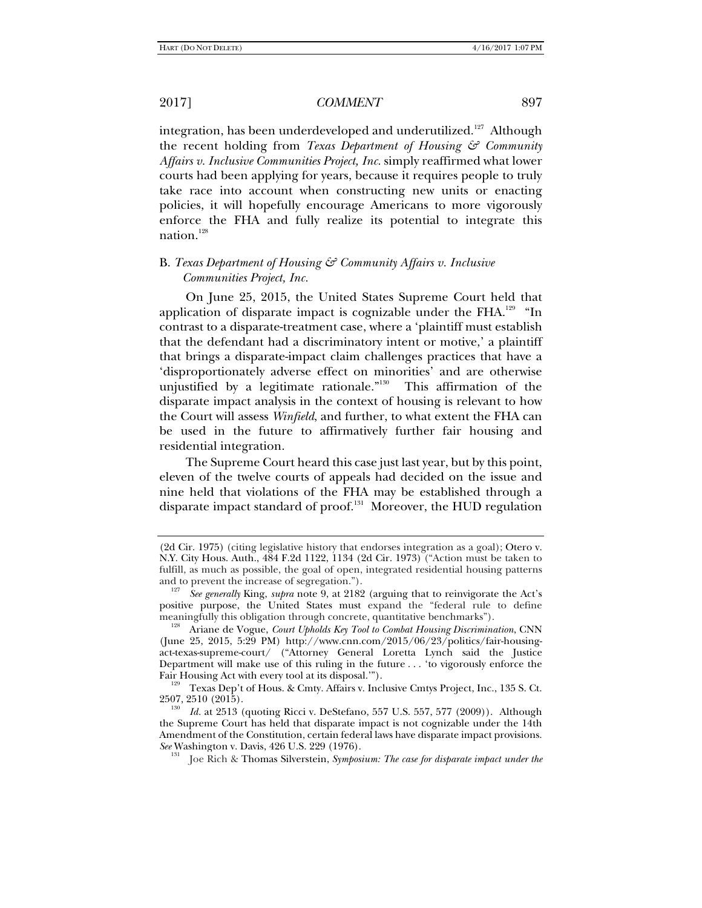integration, has been underdeveloped and underutilized.[127] Although the recent holding from *Texas Department of Housing & Community Affairs v. Inclusive Communities Project, Inc.* simply reaffirmed what lower courts had been applying for years, because it requires people to truly take race into account when constructing new units or enacting policies, it will hopefully encourage Americans to more vigorously enforce the FHA and fully realize its potential to integrate this nation.[128]

## B. *Texas Department of Housing & Community Affairs v. Inclusive Communities Project, Inc.*

On June 25, 2015, the United States Supreme Court held that application of disparate impact is cognizable under the FHA.[129] "In contrast to a disparate-treatment case, where a 'plaintiff must establish that the defendant had a discriminatory intent or motive,' a plaintiff that brings a disparate-impact claim challenges practices that have a 'disproportionately adverse effect on minorities' and are otherwise unjustified by a legitimate rationale."[130] This affirmation of the disparate impact analysis in the context of housing is relevant to how the Court will assess *Winfield*, and further, to what extent the FHA can be used in the future to affirmatively further fair housing and residential integration.

The Supreme Court heard this case just last year, but by this point, eleven of the twelve courts of appeals had decided on the issue and nine held that violations of the FHA may be established through a disparate impact standard of proof.[131] Moreover, the HUD regulation

---

(2d Cir. 1975) (citing legislative history that endorses integration as a goal); Otero v. N.Y. City Hous. Auth., 484 F.2d 1122, 1134 (2d Cir. 1973) ("Action must be taken to fulfill, as much as possible, the goal of open, integrated residential housing patterns and to prevent the increase of segregation.").

[127] *See generally* King, *supra* note 9, at 2182 (arguing that to reinvigorate the Act's positive purpose, the United States must expand the "federal rule to define meaningfully this obligation through concrete, quantitative benchmarks").

[128] Ariane de Vogue, *Court Upholds Key Tool to Combat Housing Discrimination*, CNN (June 25, 2015, 5:29 PM) http://www.cnn.com/2015/06/23/politics/fair-housing-act-texas-supreme-court/ ("Attorney General Loretta Lynch said the Justice Department will make use of this ruling in the future . . . 'to vigorously enforce the Fair Housing Act with every tool at its disposal.'").

[129] Texas Dep't of Hous. & Cmty. Affairs v. Inclusive Cmtys Project, Inc., 135 S. Ct. 2507, 2510 (2015).

[130] *Id.* at 2513 (quoting Ricci v. DeStefano, 557 U.S. 557, 577 (2009)). Although the Supreme Court has held that disparate impact is not cognizable under the 14th Amendment of the Constitution, certain federal laws have disparate impact provisions. *See* Washington v. Davis, 426 U.S. 229 (1976).

[131] Joe Rich & Thomas Silverstein, *Symposium: The case for disparate impact under the*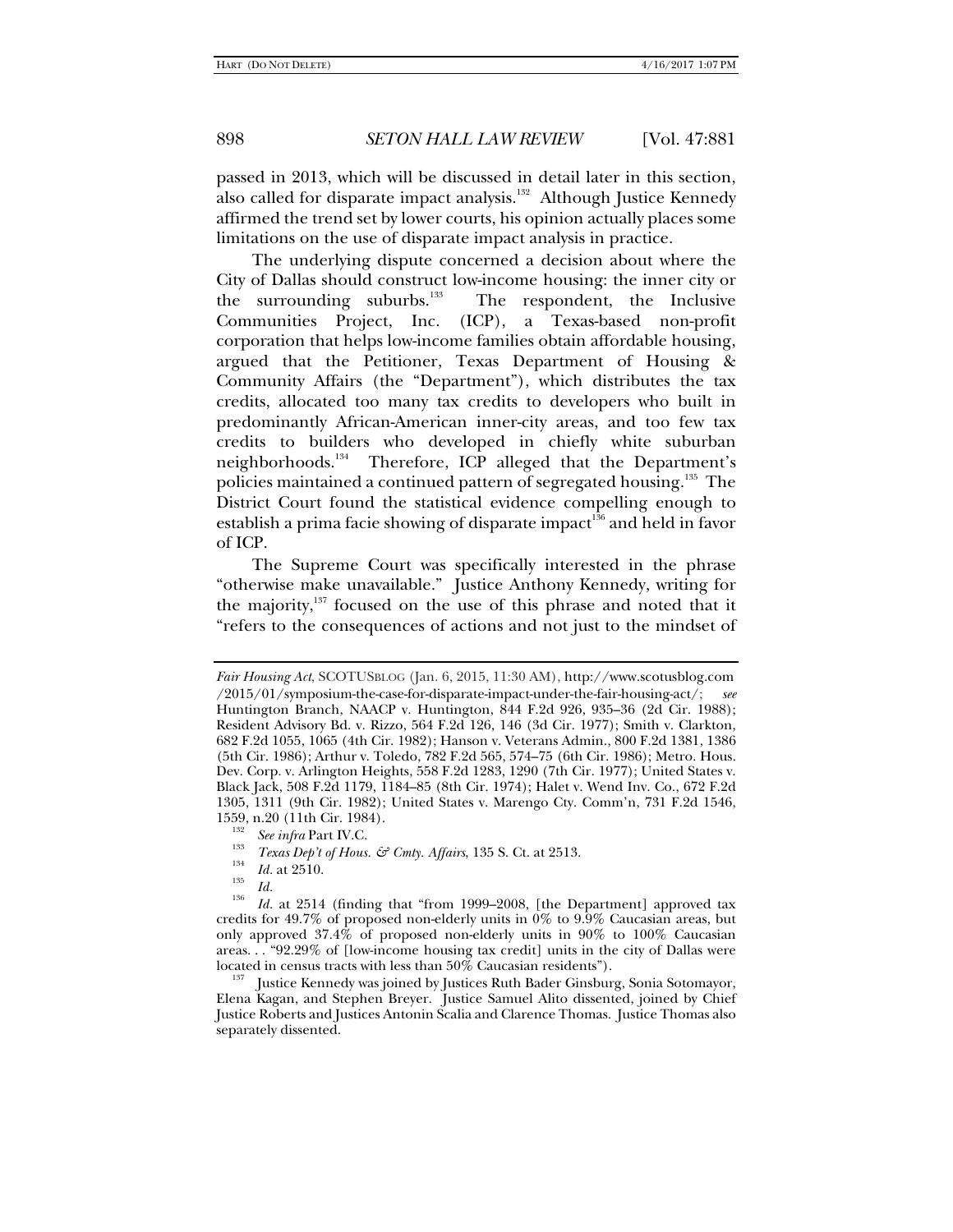passed in 2013, which will be discussed in detail later in this section, also called for disparate impact analysis.[132] Although Justice Kennedy affirmed the trend set by lower courts, his opinion actually places some limitations on the use of disparate impact analysis in practice.

The underlying dispute concerned a decision about where the City of Dallas should construct low-income housing: the inner city or the surrounding suburbs.[133] The respondent, the Inclusive Communities Project, Inc. (ICP), a Texas-based non-profit corporation that helps low-income families obtain affordable housing, argued that the Petitioner, Texas Department of Housing & Community Affairs (the "Department"), which distributes the tax credits, allocated too many tax credits to developers who built in predominantly African-American inner-city areas, and too few tax credits to builders who developed in chiefly white suburban neighborhoods.[134] Therefore, ICP alleged that the Department's policies maintained a continued pattern of segregated housing.[135] The District Court found the statistical evidence compelling enough to establish a prima facie showing of disparate impact[136] and held in favor of ICP.

The Supreme Court was specifically interested in the phrase "otherwise make unavailable." Justice Anthony Kennedy, writing for the majority,[137] focused on the use of this phrase and noted that it "refers to the consequences of actions and not just to the mindset of

---

*Fair Housing Act*, SCOTUSBLOG (Jan. 6, 2015, 11:30 AM), http://www.scotusblog.com/2015/01/symposium-the-case-for-disparate-impact-under-the-fair-housing-act/; *see* Huntington Branch, NAACP v. Huntington, 844 F.2d 926, 935–36 (2d Cir. 1988); Resident Advisory Bd. v. Rizzo, 564 F.2d 126, 146 (3d Cir. 1977); Smith v. Clarkton, 682 F.2d 1055, 1065 (4th Cir. 1982); Hanson v. Veterans Admin., 800 F.2d 1381, 1386 (5th Cir. 1986); Arthur v. Toledo, 782 F.2d 565, 574–75 (6th Cir. 1986); Metro. Hous. Dev. Corp. v. Arlington Heights, 558 F.2d 1283, 1290 (7th Cir. 1977); United States v. Black Jack, 508 F.2d 1179, 1184–85 (8th Cir. 1974); Halet v. Wend Inv. Co., 672 F.2d 1305, 1311 (9th Cir. 1982); United States v. Marengo Cty. Comm'n, 731 F.2d 1546, 1559, n.20 (11th Cir. 1984).

[132] *See infra* Part IV.C.

[133] *Texas Dep't of Hous. & Cmty. Affairs*, 135 S. Ct. at 2513.

[134] *Id.* at 2510.

[135] *Id.*

[136] *Id.* at 2514 (finding that "from 1999–2008, [the Department] approved tax credits for 49.7% of proposed non-elderly units in 0% to 9.9% Caucasian areas, but only approved 37.4% of proposed non-elderly units in 90% to 100% Caucasian areas. . . "92.29% of [low-income housing tax credit] units in the city of Dallas were located in census tracts with less than 50% Caucasian residents").

[137] Justice Kennedy was joined by Justices Ruth Bader Ginsburg, Sonia Sotomayor, Elena Kagan, and Stephen Breyer. Justice Samuel Alito dissented, joined by Chief Justice Roberts and Justices Antonin Scalia and Clarence Thomas. Justice Thomas also separately dissented.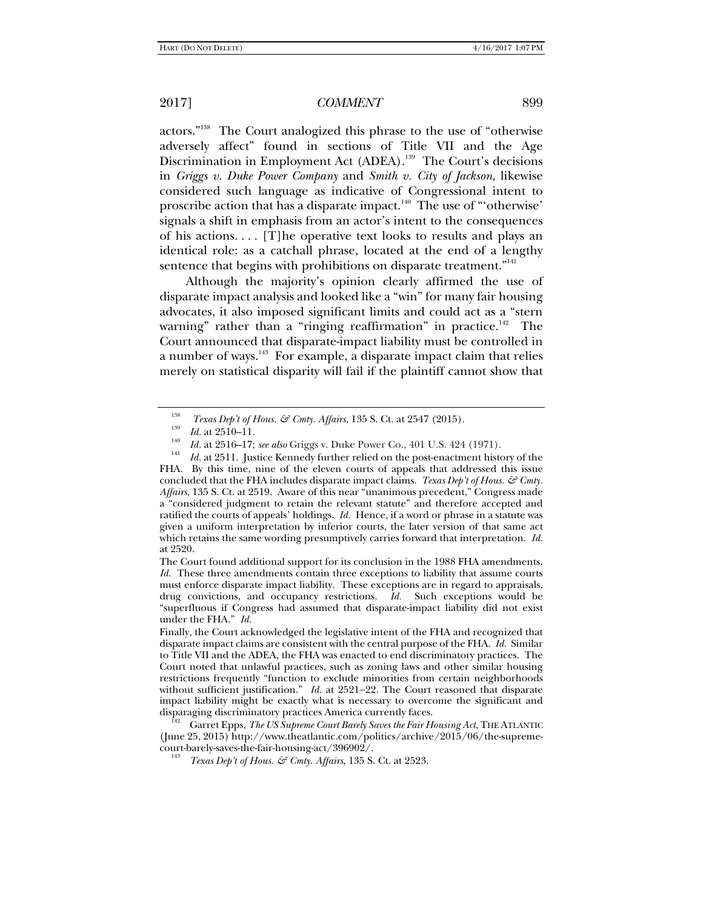actors."[138] The Court analogized this phrase to the use of "otherwise adversely affect" found in sections of Title VII and the Age Discrimination in Employment Act (ADEA).[139] The Court's decisions in *Griggs v. Duke Power Company* and *Smith v. City of Jackson*, likewise considered such language as indicative of Congressional intent to proscribe action that has a disparate impact.[140] The use of "'otherwise' signals a shift in emphasis from an actor's intent to the consequences of his actions. . . . [T]he operative text looks to results and plays an identical role: as a catchall phrase, located at the end of a lengthy sentence that begins with prohibitions on disparate treatment."[141]

Although the majority's opinion clearly affirmed the use of disparate impact analysis and looked like a "win" for many fair housing advocates, it also imposed significant limits and could act as a "stern warning" rather than a "ringing reaffirmation" in practice.[142] The Court announced that disparate-impact liability must be controlled in a number of ways.[143] For example, a disparate impact claim that relies merely on statistical disparity will fail if the plaintiff cannot show that

---

[138] *Texas Dep't of Hous. & Cmty. Affairs*, 135 S. Ct. at 2547 (2015).

[139] *Id.* at 2510–11.

[140] *Id.* at 2516–17; *see also* Griggs v. Duke Power Co., 401 U.S. 424 (1971).

[141] *Id.* at 2511. Justice Kennedy further relied on the post-enactment history of the FHA. By this time, nine of the eleven courts of appeals that addressed this issue concluded that the FHA includes disparate impact claims. *Texas Dep't of Hous. & Cmty. Affairs*, 135 S. Ct. at 2519. Aware of this near "unanimous precedent," Congress made a "considered judgment to retain the relevant statute" and therefore accepted and ratified the courts of appeals' holdings. *Id.* Hence, if a word or phrase in a statute was given a uniform interpretation by inferior courts, the later version of that same act which retains the same wording presumptively carries forward that interpretation. *Id.* at 2520.

The Court found additional support for its conclusion in the 1988 FHA amendments. *Id.* These three amendments contain three exceptions to liability that assume courts must enforce disparate impact liability. These exceptions are in regard to appraisals, drug convictions, and occupancy restrictions. *Id.* Such exceptions would be "superfluous if Congress had assumed that disparate-impact liability did not exist under the FHA." *Id.*

Finally, the Court acknowledged the legislative intent of the FHA and recognized that disparate impact claims are consistent with the central purpose of the FHA. *Id.* Similar to Title VII and the ADEA, the FHA was enacted to end discriminatory practices. The Court noted that unlawful practices, such as zoning laws and other similar housing restrictions frequently "function to exclude minorities from certain neighborhoods without sufficient justification." *Id.* at 2521–22. The Court reasoned that disparate impact liability might be exactly what is necessary to overcome the significant and disparaging discriminatory practices America currently faces.

[142] Garret Epps, *The US Supreme Court Barely Saves the Fair Housing Act*, THE ATLANTIC (June 25, 2015) http://www.theatlantic.com/politics/archive/2015/06/the-supreme-court-barely-saves-the-fair-housing-act/396902/.

[143] *Texas Dep't of Hous. & Cmty. Affairs*, 135 S. Ct. at 2523.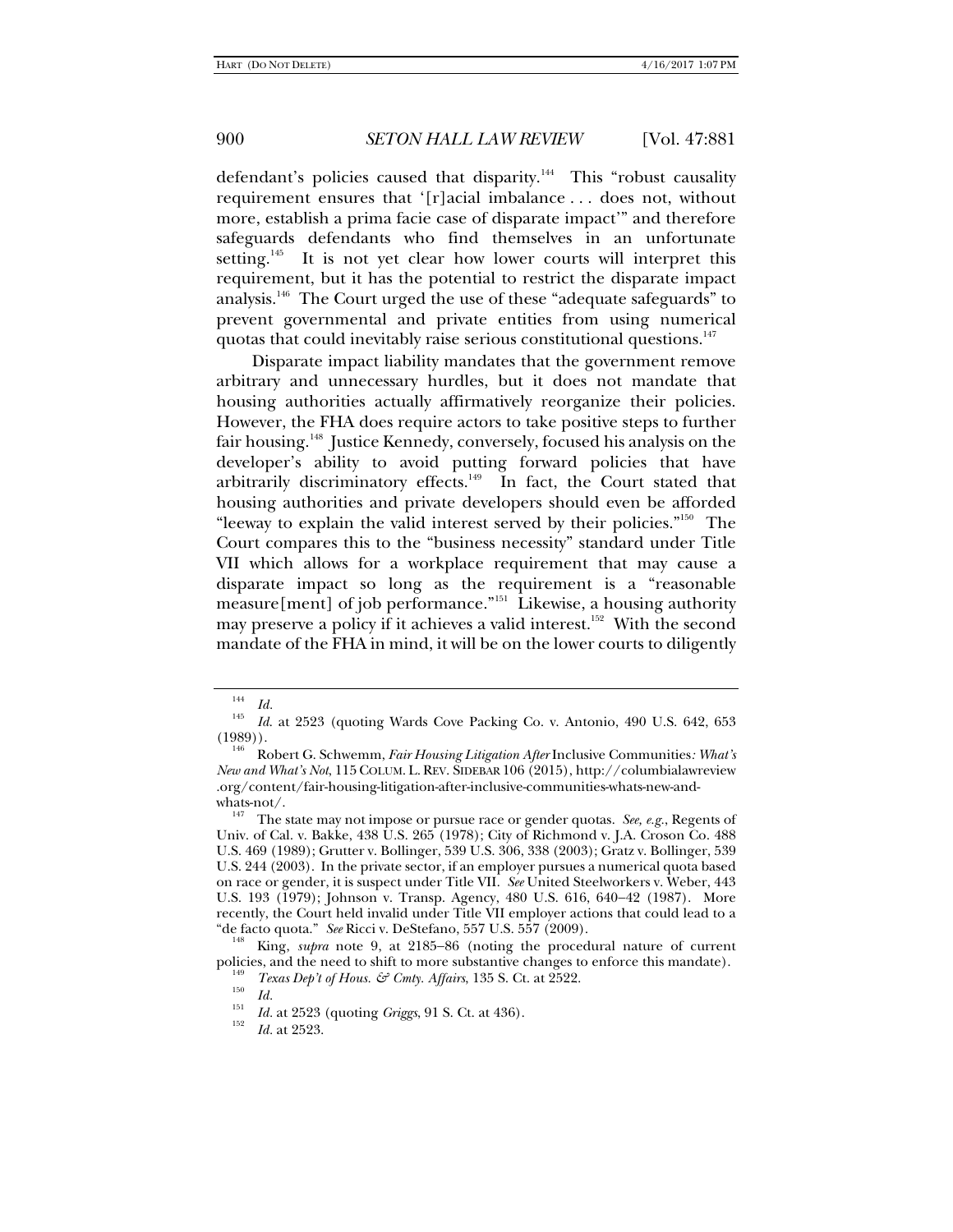defendant's policies caused that disparity.[144] This "robust causality requirement ensures that '[r]acial imbalance . . . does not, without more, establish a prima facie case of disparate impact'" and therefore safeguards defendants who find themselves in an unfortunate setting.[145] It is not yet clear how lower courts will interpret this requirement, but it has the potential to restrict the disparate impact analysis.[146] The Court urged the use of these "adequate safeguards" to prevent governmental and private entities from using numerical quotas that could inevitably raise serious constitutional questions.[147]

Disparate impact liability mandates that the government remove arbitrary and unnecessary hurdles, but it does not mandate that housing authorities actually affirmatively reorganize their policies. However, the FHA does require actors to take positive steps to further fair housing.[148] Justice Kennedy, conversely, focused his analysis on the developer's ability to avoid putting forward policies that have arbitrarily discriminatory effects.[149] In fact, the Court stated that housing authorities and private developers should even be afforded "leeway to explain the valid interest served by their policies."[150] The Court compares this to the "business necessity" standard under Title VII which allows for a workplace requirement that may cause a disparate impact so long as the requirement is a "reasonable measure[ment] of job performance."[151] Likewise, a housing authority may preserve a policy if it achieves a valid interest.[152] With the second mandate of the FHA in mind, it will be on the lower courts to diligently

---

[144] *Id.*

[145] *Id.* at 2523 (quoting Wards Cove Packing Co. v. Antonio, 490 U.S. 642, 653 (1989)).

[146] Robert G. Schwemm, *Fair Housing Litigation After* Inclusive Communities*: What's New and What's Not*, 115 COLUM. L. REV. SIDEBAR 106 (2015), http://columbialawreview.org/content/fair-housing-litigation-after-inclusive-communities-whats-new-and-whats-not/.

[147] The state may not impose or pursue race or gender quotas. *See, e.g.*, Regents of Univ. of Cal. v. Bakke, 438 U.S. 265 (1978); City of Richmond v. J.A. Croson Co. 488 U.S. 469 (1989); Grutter v. Bollinger, 539 U.S. 306, 338 (2003); Gratz v. Bollinger, 539 U.S. 244 (2003). In the private sector, if an employer pursues a numerical quota based on race or gender, it is suspect under Title VII. *See* United Steelworkers v. Weber, 443 U.S. 193 (1979); Johnson v. Transp. Agency, 480 U.S. 616, 640–42 (1987). More recently, the Court held invalid under Title VII employer actions that could lead to a "de facto quota." *See* Ricci v. DeStefano, 557 U.S. 557 (2009).

[148] King, *supra* note 9, at 2185–86 (noting the procedural nature of current policies, and the need to shift to more substantive changes to enforce this mandate).

[149] *Texas Dep't of Hous. & Cmty. Affairs*, 135 S. Ct. at 2522.

[150] *Id.*

[151] *Id.* at 2523 (quoting *Griggs*, 91 S. Ct. at 436).

[152] *Id.* at 2523.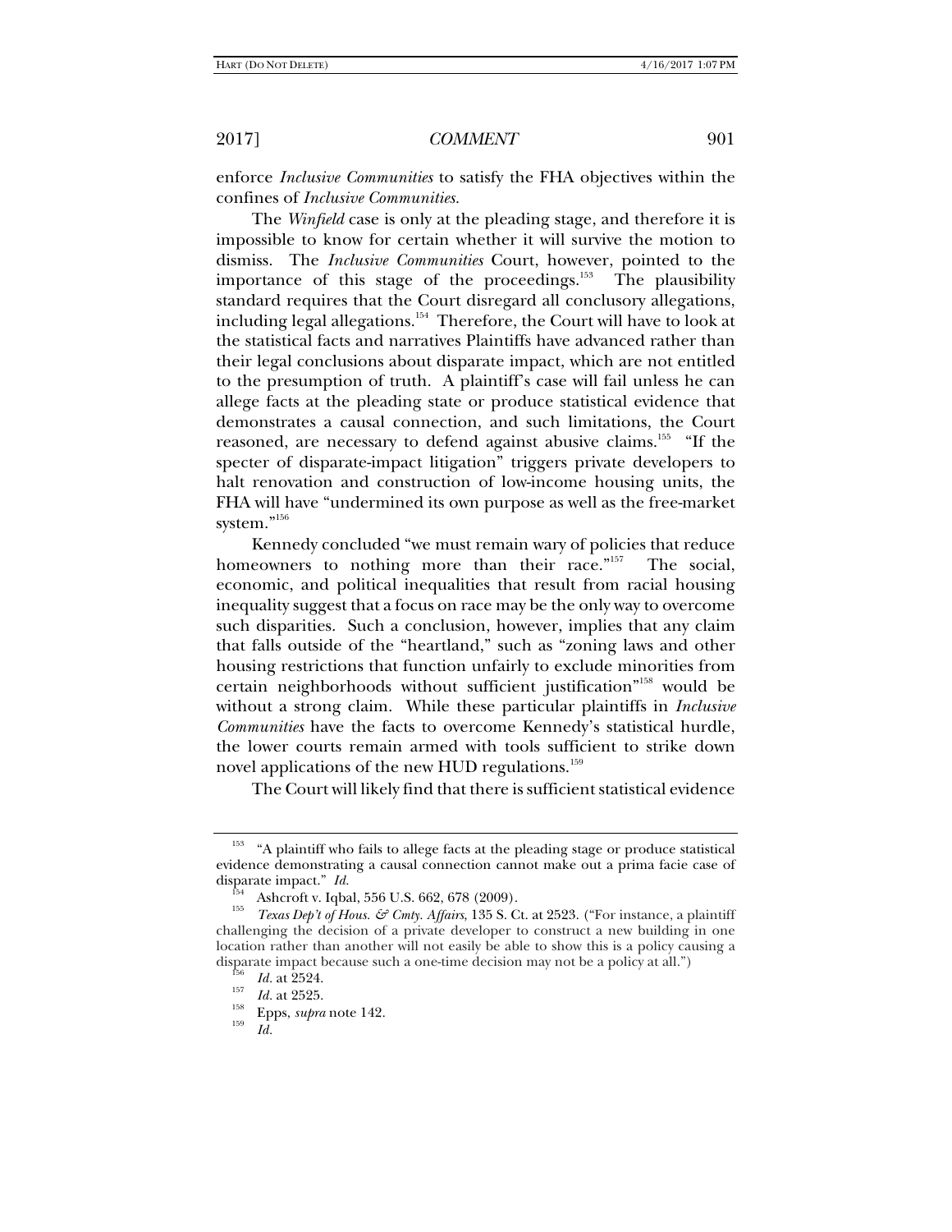enforce *Inclusive Communities* to satisfy the FHA objectives within the confines of *Inclusive Communities.*

The *Winfield* case is only at the pleading stage, and therefore it is impossible to know for certain whether it will survive the motion to dismiss. The *Inclusive Communities* Court, however, pointed to the importance of this stage of the proceedings.[153] The plausibility standard requires that the Court disregard all conclusory allegations, including legal allegations.[154] Therefore, the Court will have to look at the statistical facts and narratives Plaintiffs have advanced rather than their legal conclusions about disparate impact, which are not entitled to the presumption of truth. A plaintiff's case will fail unless he can allege facts at the pleading state or produce statistical evidence that demonstrates a causal connection, and such limitations, the Court reasoned, are necessary to defend against abusive claims.[155] "If the specter of disparate-impact litigation" triggers private developers to halt renovation and construction of low-income housing units, the FHA will have "undermined its own purpose as well as the free-market system."[156]

Kennedy concluded "we must remain wary of policies that reduce homeowners to nothing more than their race."[157] The social, economic, and political inequalities that result from racial housing inequality suggest that a focus on race may be the only way to overcome such disparities. Such a conclusion, however, implies that any claim that falls outside of the "heartland," such as "zoning laws and other housing restrictions that function unfairly to exclude minorities from certain neighborhoods without sufficient justification"[158] would be without a strong claim. While these particular plaintiffs in *Inclusive Communities* have the facts to overcome Kennedy's statistical hurdle, the lower courts remain armed with tools sufficient to strike down novel applications of the new HUD regulations.[159]

The Court will likely find that there is sufficient statistical evidence

---

[153] "A plaintiff who fails to allege facts at the pleading stage or produce statistical evidence demonstrating a causal connection cannot make out a prima facie case of disparate impact." *Id.*

[154] Ashcroft v. Iqbal, 556 U.S. 662, 678 (2009).

[155] *Texas Dep't of Hous. & Cmty. Affairs*, 135 S. Ct. at 2523. ("For instance, a plaintiff challenging the decision of a private developer to construct a new building in one location rather than another will not easily be able to show this is a policy causing a disparate impact because such a one-time decision may not be a policy at all.")

[156] *Id.* at 2524.

[157] *Id.* at 2525.

[158] Epps, *supra* note 142.

[159] *Id.*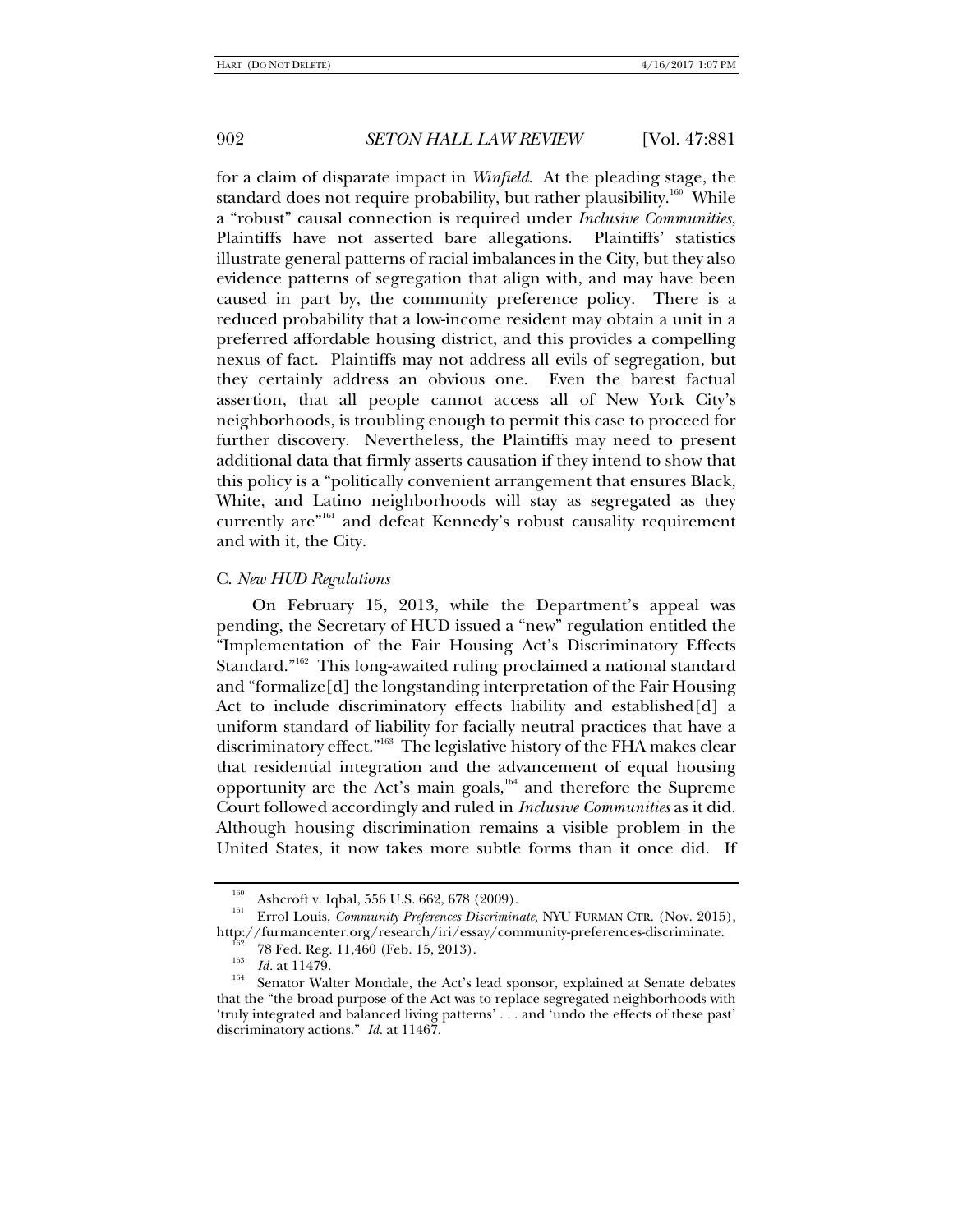for a claim of disparate impact in *Winfield*. At the pleading stage, the standard does not require probability, but rather plausibility.[160] While a "robust" causal connection is required under *Inclusive Communities*, Plaintiffs have not asserted bare allegations. Plaintiffs' statistics illustrate general patterns of racial imbalances in the City, but they also evidence patterns of segregation that align with, and may have been caused in part by, the community preference policy. There is a reduced probability that a low-income resident may obtain a unit in a preferred affordable housing district, and this provides a compelling nexus of fact. Plaintiffs may not address all evils of segregation, but they certainly address an obvious one. Even the barest factual assertion, that all people cannot access all of New York City's neighborhoods, is troubling enough to permit this case to proceed for further discovery. Nevertheless, the Plaintiffs may need to present additional data that firmly asserts causation if they intend to show that this policy is a "politically convenient arrangement that ensures Black, White, and Latino neighborhoods will stay as segregated as they currently are"[161] and defeat Kennedy's robust causality requirement and with it, the City.

### C. *New HUD Regulations*

On February 15, 2013, while the Department's appeal was pending, the Secretary of HUD issued a "new" regulation entitled the "Implementation of the Fair Housing Act's Discriminatory Effects Standard."[162] This long-awaited ruling proclaimed a national standard and "formalize[d] the longstanding interpretation of the Fair Housing Act to include discriminatory effects liability and established[d] a uniform standard of liability for facially neutral practices that have a discriminatory effect."[163] The legislative history of the FHA makes clear that residential integration and the advancement of equal housing opportunity are the Act's main goals,[164] and therefore the Supreme Court followed accordingly and ruled in *Inclusive Communities* as it did. Although housing discrimination remains a visible problem in the United States, it now takes more subtle forms than it once did. If

---

[160] Ashcroft v. Iqbal, 556 U.S. 662, 678 (2009).

[161] Errol Louis, *Community Preferences Discriminate*, NYU FURMAN CTR. (Nov. 2015), http://furmancenter.org/research/iri/essay/community-preferences-discriminate.

[162] 78 Fed. Reg. 11,460 (Feb. 15, 2013).

[163] *Id.* at 11479.

[164] Senator Walter Mondale, the Act's lead sponsor, explained at Senate debates that the "the broad purpose of the Act was to replace segregated neighborhoods with 'truly integrated and balanced living patterns' . . . and 'undo the effects of these past' discriminatory actions." *Id.* at 11467.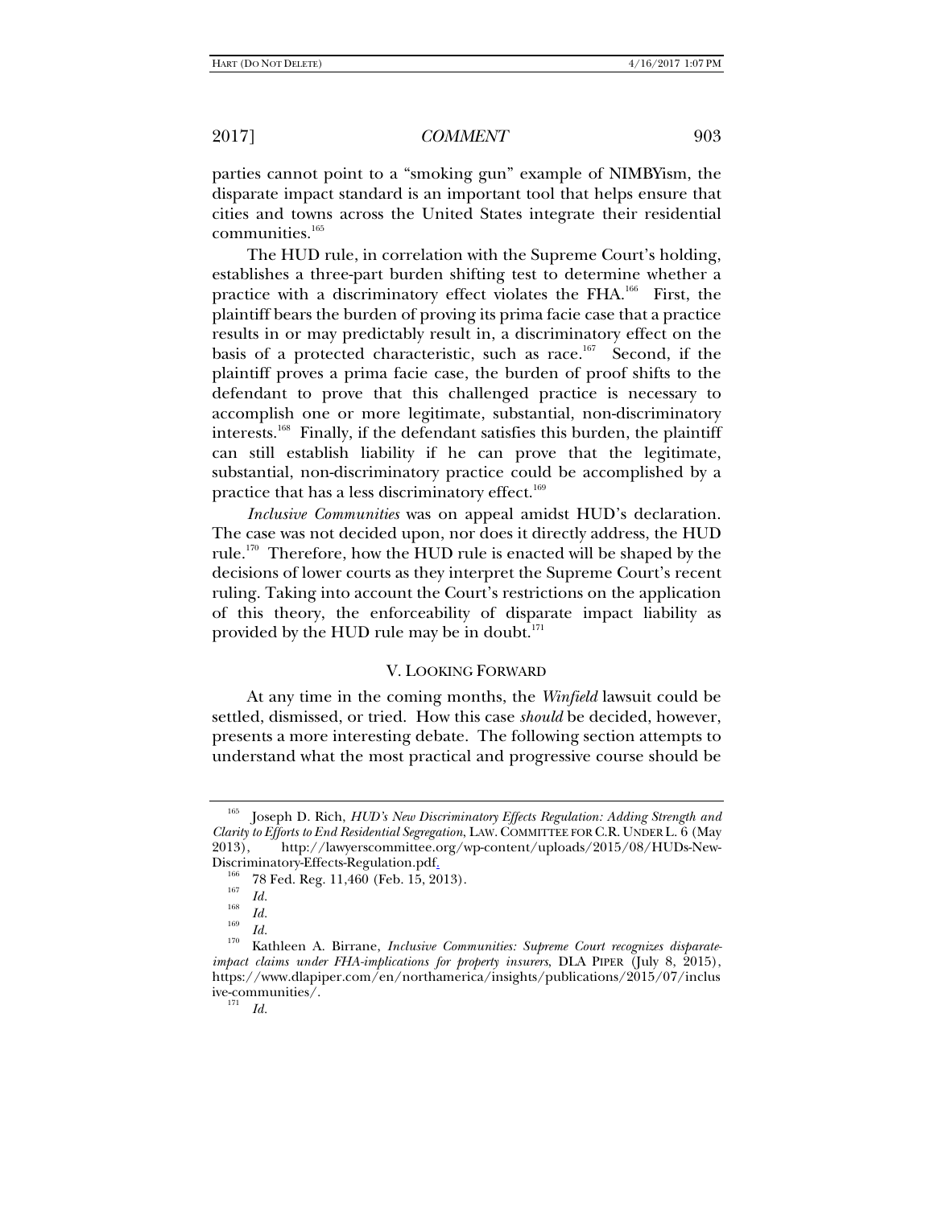parties cannot point to a "smoking gun" example of NIMBYism, the disparate impact standard is an important tool that helps ensure that cities and towns across the United States integrate their residential communities.[165]

The HUD rule, in correlation with the Supreme Court's holding, establishes a three-part burden shifting test to determine whether a practice with a discriminatory effect violates the FHA.[166] First, the plaintiff bears the burden of proving its prima facie case that a practice results in or may predictably result in, a discriminatory effect on the basis of a protected characteristic, such as race.[167] Second, if the plaintiff proves a prima facie case, the burden of proof shifts to the defendant to prove that this challenged practice is necessary to accomplish one or more legitimate, substantial, non-discriminatory interests.[168] Finally, if the defendant satisfies this burden, the plaintiff can still establish liability if he can prove that the legitimate, substantial, non-discriminatory practice could be accomplished by a practice that has a less discriminatory effect.[169]

*Inclusive Communities* was on appeal amidst HUD's declaration. The case was not decided upon, nor does it directly address, the HUD rule.[170] Therefore, how the HUD rule is enacted will be shaped by the decisions of lower courts as they interpret the Supreme Court's recent ruling. Taking into account the Court's restrictions on the application of this theory, the enforceability of disparate impact liability as provided by the HUD rule may be in doubt.[171]

## V. LOOKING FORWARD

At any time in the coming months, the *Winfield* lawsuit could be settled, dismissed, or tried. How this case *should* be decided, however, presents a more interesting debate. The following section attempts to understand what the most practical and progressive course should be

---

[165] Joseph D. Rich, *HUD's New Discriminatory Effects Regulation: Adding Strength and Clarity to Efforts to End Residential Segregation*, LAW. COMMITTEE FOR C.R. UNDER L. 6 (May 2013), http://lawyerscommittee.org/wp-content/uploads/2015/08/HUDs-New-Discriminatory-Effects-Regulation.pdf.

[166] 78 Fed. Reg. 11,460 (Feb. 15, 2013).

[167] *Id.*

[168] *Id.*

[169] *Id.*

[170] Kathleen A. Birrane, *Inclusive Communities: Supreme Court recognizes disparate-impact claims under FHA-implications for property insurers*, DLA PIPER (July 8, 2015), https://www.dlapiper.com/en/northamerica/insights/publications/2015/07/inclusive-communities/.

[171] *Id.*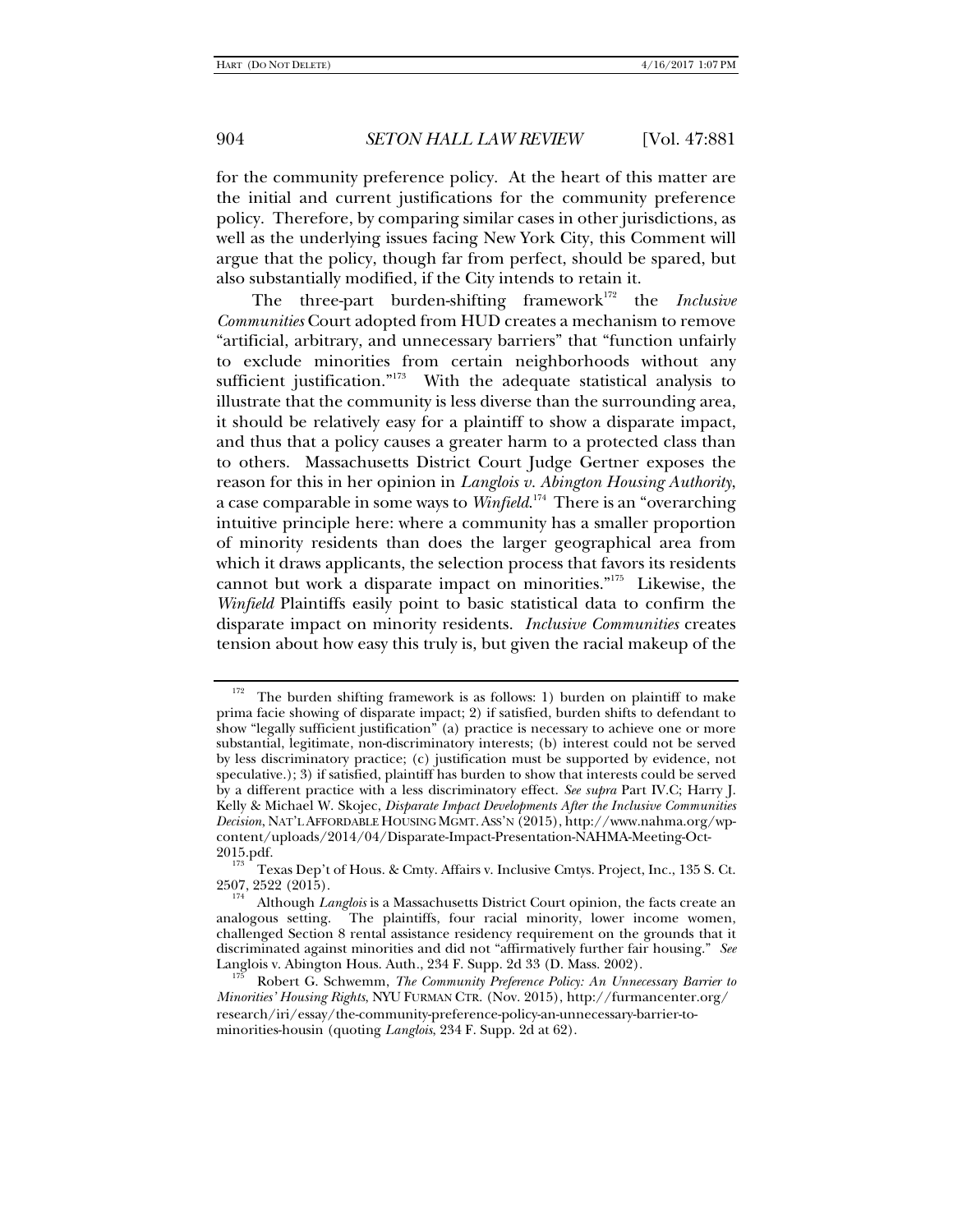for the community preference policy. At the heart of this matter are the initial and current justifications for the community preference policy. Therefore, by comparing similar cases in other jurisdictions, as well as the underlying issues facing New York City, this Comment will argue that the policy, though far from perfect, should be spared, but also substantially modified, if the City intends to retain it.

The three-part burden-shifting framework[172] the *Inclusive Communities* Court adopted from HUD creates a mechanism to remove "artificial, arbitrary, and unnecessary barriers" that "function unfairly to exclude minorities from certain neighborhoods without any sufficient justification."[173] With the adequate statistical analysis to illustrate that the community is less diverse than the surrounding area, it should be relatively easy for a plaintiff to show a disparate impact, and thus that a policy causes a greater harm to a protected class than to others. Massachusetts District Court Judge Gertner exposes the reason for this in her opinion in *Langlois v. Abington Housing Authority*, a case comparable in some ways to *Winfield*.[174] There is an "overarching intuitive principle here: where a community has a smaller proportion of minority residents than does the larger geographical area from which it draws applicants, the selection process that favors its residents cannot but work a disparate impact on minorities."[175] Likewise, the *Winfield* Plaintiffs easily point to basic statistical data to confirm the disparate impact on minority residents. *Inclusive Communities* creates tension about how easy this truly is, but given the racial makeup of the

---

[172] The burden shifting framework is as follows: 1) burden on plaintiff to make prima facie showing of disparate impact; 2) if satisfied, burden shifts to defendant to show "legally sufficient justification" (a) practice is necessary to achieve one or more substantial, legitimate, non-discriminatory interests; (b) interest could not be served by less discriminatory practice; (c) justification must be supported by evidence, not speculative.); 3) if satisfied, plaintiff has burden to show that interests could be served by a different practice with a less discriminatory effect. *See supra* Part IV.C; Harry J. Kelly & Michael W. Skojec, *Disparate Impact Developments After the Inclusive Communities Decision*, NAT'L AFFORDABLE HOUSING MGMT. ASS'N (2015), http://www.nahma.org/wp-content/uploads/2014/04/Disparate-Impact-Presentation-NAHMA-Meeting-Oct-2015.pdf.

[173] Texas Dep't of Hous. & Cmty. Affairs v. Inclusive Cmtys. Project, Inc., 135 S. Ct. 2507, 2522 (2015).

[174] Although *Langlois* is a Massachusetts District Court opinion, the facts create an analogous setting. The plaintiffs, four racial minority, lower income women, challenged Section 8 rental assistance residency requirement on the grounds that it discriminated against minorities and did not "affirmatively further fair housing." *See* Langlois v. Abington Hous. Auth., 234 F. Supp. 2d 33 (D. Mass. 2002).

[175] Robert G. Schwemm, *The Community Preference Policy: An Unnecessary Barrier to Minorities' Housing Rights*, NYU FURMAN CTR. (Nov. 2015), http://furmancenter.org/research/iri/essay/the-community-preference-policy-an-unnecessary-barrier-to-minorities-housin (quoting *Langlois*, 234 F. Supp. 2d at 62).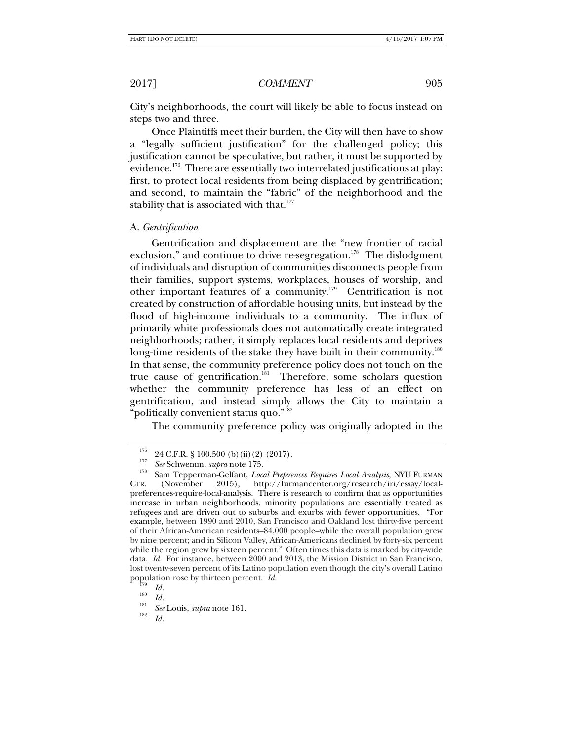City's neighborhoods, the court will likely be able to focus instead on steps two and three.

Once Plaintiffs meet their burden, the City will then have to show a "legally sufficient justification" for the challenged policy; this justification cannot be speculative, but rather, it must be supported by evidence.[176] There are essentially two interrelated justifications at play: first, to protect local residents from being displaced by gentrification; and second, to maintain the "fabric" of the neighborhood and the stability that is associated with that.[177]

### A. *Gentrification*

Gentrification and displacement are the "new frontier of racial exclusion," and continue to drive re-segregation.[178] The dislodgment of individuals and disruption of communities disconnects people from their families, support systems, workplaces, houses of worship, and other important features of a community.[179] Gentrification is not created by construction of affordable housing units, but instead by the flood of high-income individuals to a community. The influx of primarily white professionals does not automatically create integrated neighborhoods; rather, it simply replaces local residents and deprives long-time residents of the stake they have built in their community.[180] In that sense, the community preference policy does not touch on the true cause of gentrification.[181] Therefore, some scholars question whether the community preference has less of an effect on gentrification, and instead simply allows the City to maintain a "politically convenient status quo."[182]

The community preference policy was originally adopted in the

---

[176] 24 C.F.R. § 100.500 (b)(ii)(2) (2017).

[177] *See* Schwemm, *supra* note 175.

[178] Sam Tepperman-Gelfant, *Local Preferences Requires Local Analysis*, NYU FURMAN CTR. (November 2015), http://furmancenter.org/research/iri/essay/local-preferences-require-local-analysis. There is research to confirm that as opportunities increase in urban neighborhoods, minority populations are essentially treated as refugees and are driven out to suburbs and exurbs with fewer opportunities. "For example, between 1990 and 2010, San Francisco and Oakland lost thirty-five percent of their African-American residents–84,000 people–while the overall population grew by nine percent; and in Silicon Valley, African-Americans declined by forty-six percent while the region grew by sixteen percent." Often times this data is marked by city-wide data. *Id.* For instance, between 2000 and 2013, the Mission District in San Francisco, lost twenty-seven percent of its Latino population even though the city's overall Latino population rose by thirteen percent. *Id.*

[179] *Id.*

[180] *Id.*

[181] *See* Louis, *supra* note 161.

[182] *Id.*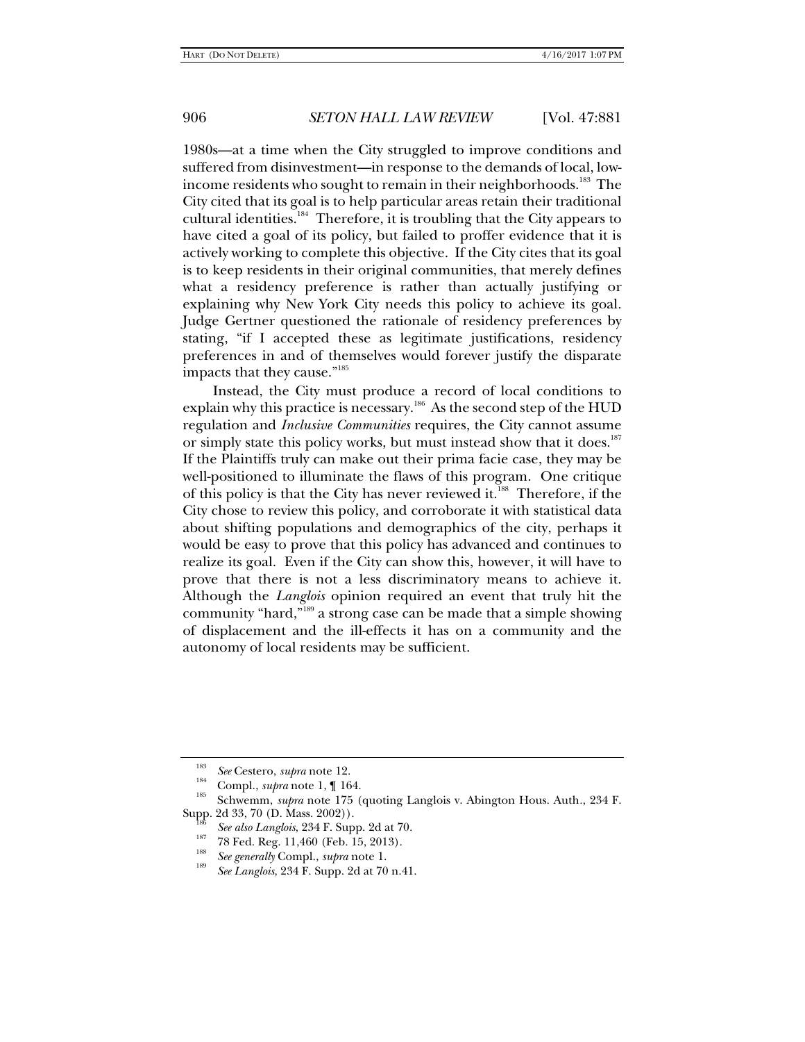1980s—at a time when the City struggled to improve conditions and suffered from disinvestment—in response to the demands of local, low-income residents who sought to remain in their neighborhoods.[183] The City cited that its goal is to help particular areas retain their traditional cultural identities.[184] Therefore, it is troubling that the City appears to have cited a goal of its policy, but failed to proffer evidence that it is actively working to complete this objective. If the City cites that its goal is to keep residents in their original communities, that merely defines what a residency preference is rather than actually justifying or explaining why New York City needs this policy to achieve its goal. Judge Gertner questioned the rationale of residency preferences by stating, "if I accepted these as legitimate justifications, residency preferences in and of themselves would forever justify the disparate impacts that they cause."[185]

Instead, the City must produce a record of local conditions to explain why this practice is necessary.[186] As the second step of the HUD regulation and *Inclusive Communities* requires, the City cannot assume or simply state this policy works, but must instead show that it does.[187] If the Plaintiffs truly can make out their prima facie case, they may be well-positioned to illuminate the flaws of this program. One critique of this policy is that the City has never reviewed it.[188] Therefore, if the City chose to review this policy, and corroborate it with statistical data about shifting populations and demographics of the city, perhaps it would be easy to prove that this policy has advanced and continues to realize its goal. Even if the City can show this, however, it will have to prove that there is not a less discriminatory means to achieve it. Although the *Langlois* opinion required an event that truly hit the community "hard,"[189] a strong case can be made that a simple showing of displacement and the ill-effects it has on a community and the autonomy of local residents may be sufficient.

---

[183] *See* Cestero, *supra* note 12.

[184] Compl., *supra* note 1, ¶ 164.

[185] Schwemm, *supra* note 175 (quoting Langlois v. Abington Hous. Auth., 234 F. Supp. 2d 33, 70 (D. Mass. 2002)).

[186] *See also Langlois*, 234 F. Supp. 2d at 70.

[187] 78 Fed. Reg. 11,460 (Feb. 15, 2013).

[188] *See generally* Compl., *supra* note 1.

[189] *See Langlois*, 234 F. Supp. 2d at 70 n.41.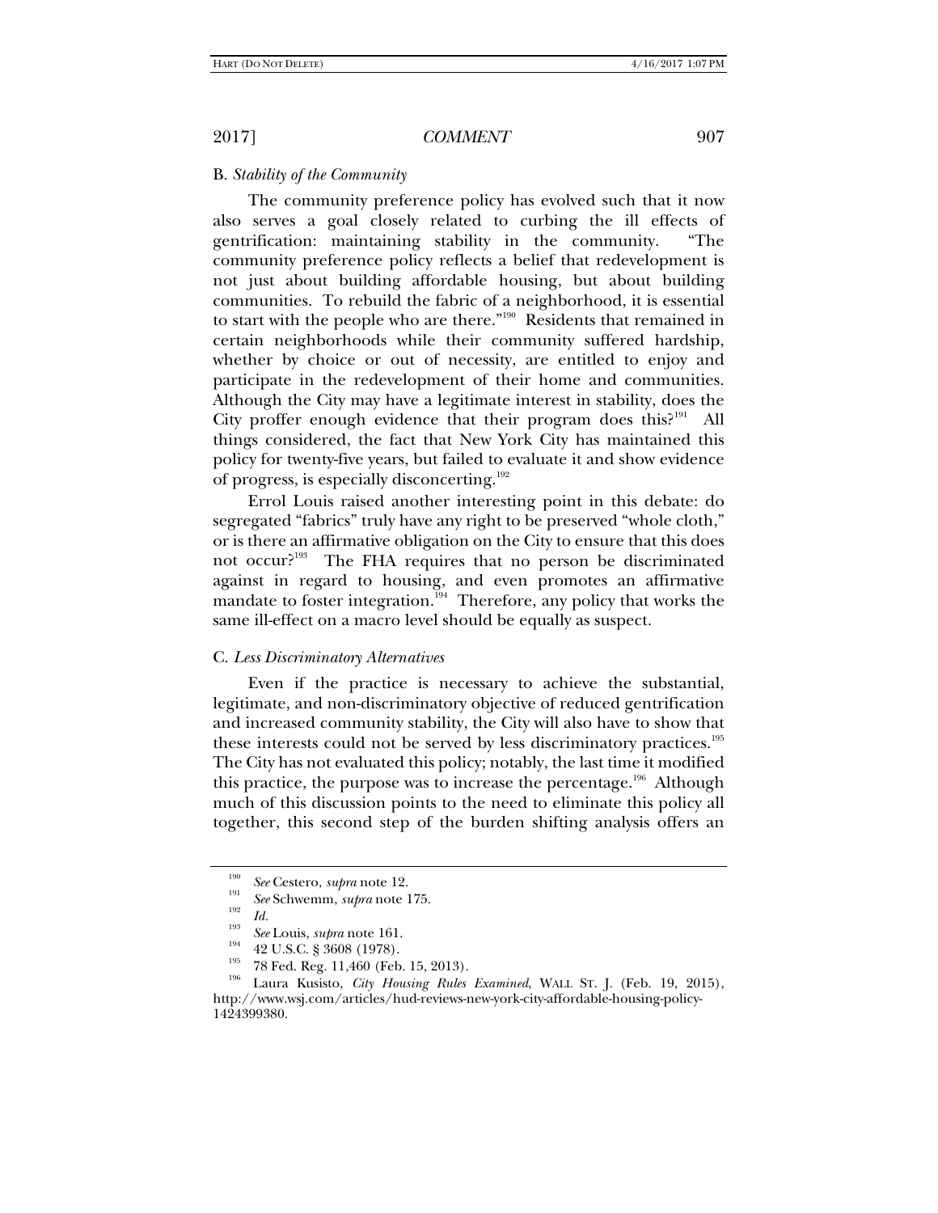### B. *Stability of the Community*

The community preference policy has evolved such that it now also serves a goal closely related to curbing the ill effects of gentrification: maintaining stability in the community. "The community preference policy reflects a belief that redevelopment is not just about building affordable housing, but about building communities. To rebuild the fabric of a neighborhood, it is essential to start with the people who are there."[190] Residents that remained in certain neighborhoods while their community suffered hardship, whether by choice or out of necessity, are entitled to enjoy and participate in the redevelopment of their home and communities. Although the City may have a legitimate interest in stability, does the City proffer enough evidence that their program does this?[191] All things considered, the fact that New York City has maintained this policy for twenty-five years, but failed to evaluate it and show evidence of progress, is especially disconcerting.[192]

Errol Louis raised another interesting point in this debate: do segregated "fabrics" truly have any right to be preserved "whole cloth," or is there an affirmative obligation on the City to ensure that this does not occur?[193] The FHA requires that no person be discriminated against in regard to housing, and even promotes an affirmative mandate to foster integration.[194] Therefore, any policy that works the same ill-effect on a macro level should be equally as suspect.

### C. *Less Discriminatory Alternatives*

Even if the practice is necessary to achieve the substantial, legitimate, and non-discriminatory objective of reduced gentrification and increased community stability, the City will also have to show that these interests could not be served by less discriminatory practices.[195] The City has not evaluated this policy; notably, the last time it modified this practice, the purpose was to increase the percentage.[196] Although much of this discussion points to the need to eliminate this policy all together, this second step of the burden shifting analysis offers an

---

[190] *See* Cestero, *supra* note 12.

[191] *See* Schwemm, *supra* note 175.

[192] *Id.*

[193] *See* Louis, *supra* note 161.

[194] 42 U.S.C. § 3608 (1978).

[195] 78 Fed. Reg. 11,460 (Feb. 15, 2013).

[196] Laura Kusisto, *City Housing Rules Examined*, WALL ST. J. (Feb. 19, 2015), http://www.wsj.com/articles/hud-reviews-new-york-city-affordable-housing-policy-1424399380.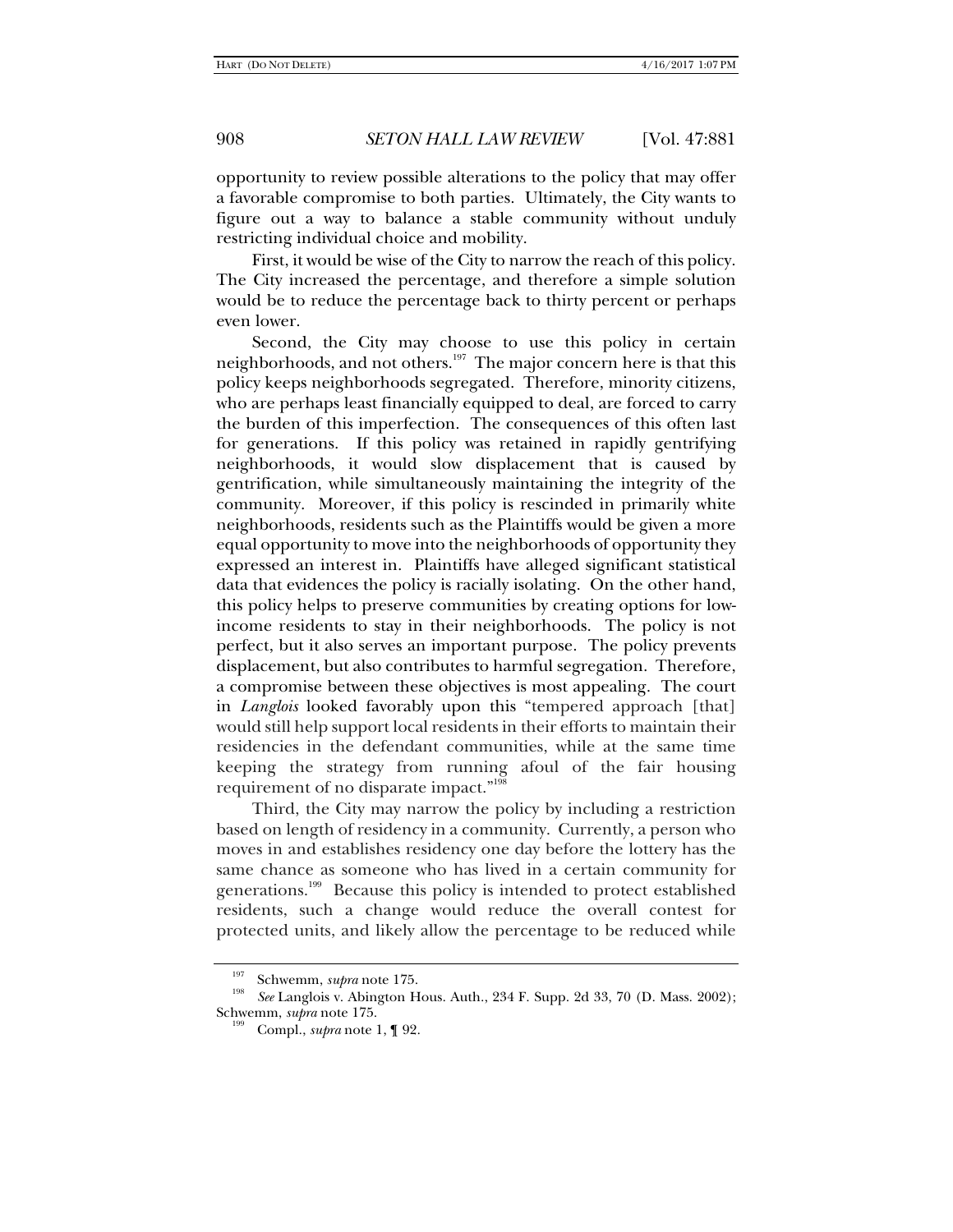opportunity to review possible alterations to the policy that may offer a favorable compromise to both parties. Ultimately, the City wants to figure out a way to balance a stable community without unduly restricting individual choice and mobility.

First, it would be wise of the City to narrow the reach of this policy. The City increased the percentage, and therefore a simple solution would be to reduce the percentage back to thirty percent or perhaps even lower.

Second, the City may choose to use this policy in certain neighborhoods, and not others.[197] The major concern here is that this policy keeps neighborhoods segregated. Therefore, minority citizens, who are perhaps least financially equipped to deal, are forced to carry the burden of this imperfection. The consequences of this often last for generations. If this policy was retained in rapidly gentrifying neighborhoods, it would slow displacement that is caused by gentrification, while simultaneously maintaining the integrity of the community. Moreover, if this policy is rescinded in primarily white neighborhoods, residents such as the Plaintiffs would be given a more equal opportunity to move into the neighborhoods of opportunity they expressed an interest in. Plaintiffs have alleged significant statistical data that evidences the policy is racially isolating. On the other hand, this policy helps to preserve communities by creating options for low-income residents to stay in their neighborhoods. The policy is not perfect, but it also serves an important purpose. The policy prevents displacement, but also contributes to harmful segregation. Therefore, a compromise between these objectives is most appealing. The court in *Langlois* looked favorably upon this "tempered approach [that] would still help support local residents in their efforts to maintain their residencies in the defendant communities, while at the same time keeping the strategy from running afoul of the fair housing requirement of no disparate impact."[198]

Third, the City may narrow the policy by including a restriction based on length of residency in a community. Currently, a person who moves in and establishes residency one day before the lottery has the same chance as someone who has lived in a certain community for generations.[199] Because this policy is intended to protect established residents, such a change would reduce the overall contest for protected units, and likely allow the percentage to be reduced while

---

[197] Schwemm, *supra* note 175.

[198] *See* Langlois v. Abington Hous. Auth., 234 F. Supp. 2d 33, 70 (D. Mass. 2002); Schwemm, *supra* note 175.

[199] Compl., *supra* note 1, ¶ 92.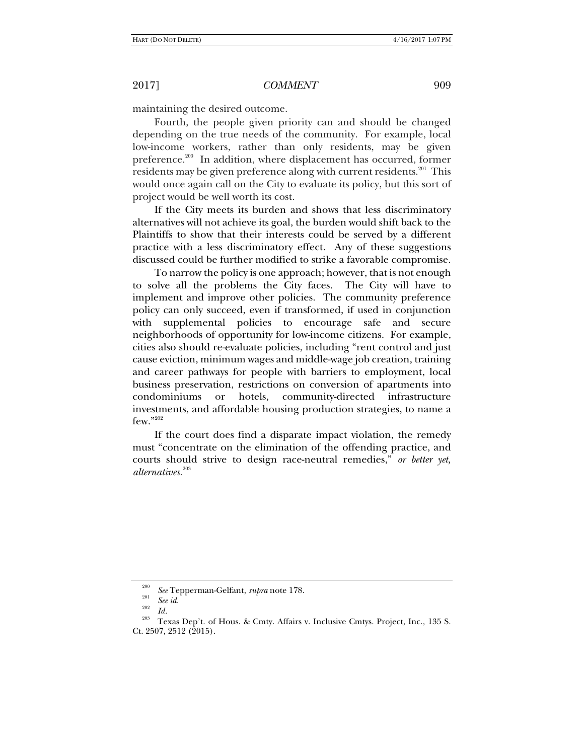maintaining the desired outcome.

Fourth, the people given priority can and should be changed depending on the true needs of the community. For example, local low-income workers, rather than only residents, may be given preference.[200] In addition, where displacement has occurred, former residents may be given preference along with current residents.[201] This would once again call on the City to evaluate its policy, but this sort of project would be well worth its cost.

If the City meets its burden and shows that less discriminatory alternatives will not achieve its goal, the burden would shift back to the Plaintiffs to show that their interests could be served by a different practice with a less discriminatory effect. Any of these suggestions discussed could be further modified to strike a favorable compromise.

To narrow the policy is one approach; however, that is not enough to solve all the problems the City faces. The City will have to implement and improve other policies. The community preference policy can only succeed, even if transformed, if used in conjunction with supplemental policies to encourage safe and secure neighborhoods of opportunity for low-income citizens. For example, cities also should re-evaluate policies, including "rent control and just cause eviction, minimum wages and middle-wage job creation, training and career pathways for people with barriers to employment, local business preservation, restrictions on conversion of apartments into condominiums or hotels, community-directed infrastructure investments, and affordable housing production strategies, to name a few."[202]

If the court does find a disparate impact violation, the remedy must "concentrate on the elimination of the offending practice, and courts should strive to design race-neutral remedies," *or better yet, alternatives*.[203]

---

[200] *See* Tepperman-Gelfant, *supra* note 178.

[201] *See id.*

[202] *Id.*

[203] Texas Dep't. of Hous. & Cmty. Affairs v. Inclusive Cmtys. Project, Inc., 135 S. Ct. 2507, 2512 (2015).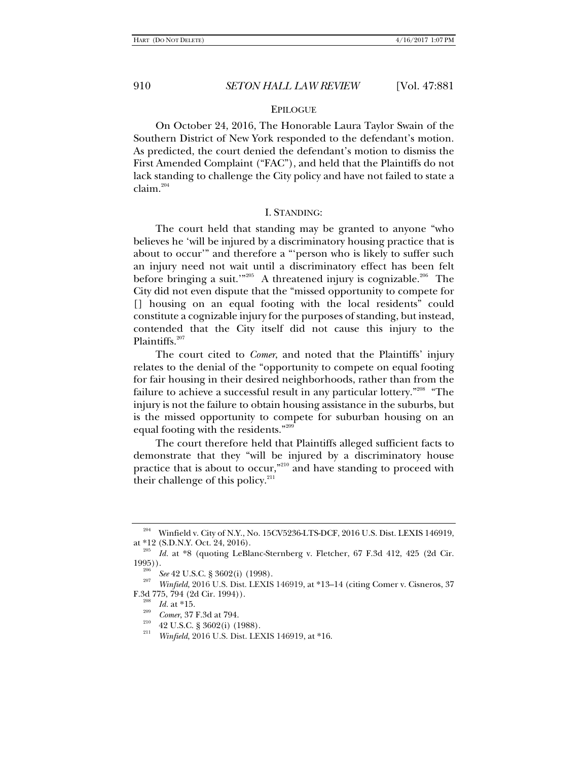## EPILOGUE

On October 24, 2016, The Honorable Laura Taylor Swain of the Southern District of New York responded to the defendant's motion. As predicted, the court denied the defendant's motion to dismiss the First Amended Complaint ("FAC"), and held that the Plaintiffs do not lack standing to challenge the City policy and have not failed to state a claim.[204]

### I. STANDING:

The court held that standing may be granted to anyone "who believes he 'will be injured by a discriminatory housing practice that is about to occur'" and therefore a "'person who is likely to suffer such an injury need not wait until a discriminatory effect has been felt before bringing a suit.'"[205] A threatened injury is cognizable.[206] The City did not even dispute that the "missed opportunity to compete for [] housing on an equal footing with the local residents" could constitute a cognizable injury for the purposes of standing, but instead, contended that the City itself did not cause this injury to the Plaintiffs.[207]

The court cited to *Comer*, and noted that the Plaintiffs' injury relates to the denial of the "opportunity to compete on equal footing for fair housing in their desired neighborhoods, rather than from the failure to achieve a successful result in any particular lottery."[208] "The injury is not the failure to obtain housing assistance in the suburbs, but is the missed opportunity to compete for suburban housing on an equal footing with the residents."[209]

The court therefore held that Plaintiffs alleged sufficient facts to demonstrate that they "will be injured by a discriminatory house practice that is about to occur,"[210] and have standing to proceed with their challenge of this policy.[211]

---

[204] Winfield v. City of N.Y., No. 15CV5236-LTS-DCF, 2016 U.S. Dist. LEXIS 146919, at *12 (S.D.N.Y. Oct. 24, 2016).

[205] *Id.* at *8 (quoting LeBlanc-Sternberg v. Fletcher, 67 F.3d 412, 425 (2d Cir. 1995)).

[206] *See* 42 U.S.C. § 3602(i) (1998).

[207] *Winfield*, 2016 U.S. Dist. LEXIS 146919, at *13–14 (citing Comer v. Cisneros, 37 F.3d 775, 794 (2d Cir. 1994)).

[208] *Id.* at *15.

[209] *Comer*, 37 F.3d at 794.

[210] 42 U.S.C. § 3602(i) (1988).

[211] *Winfield*, 2016 U.S. Dist. LEXIS 146919, at *16.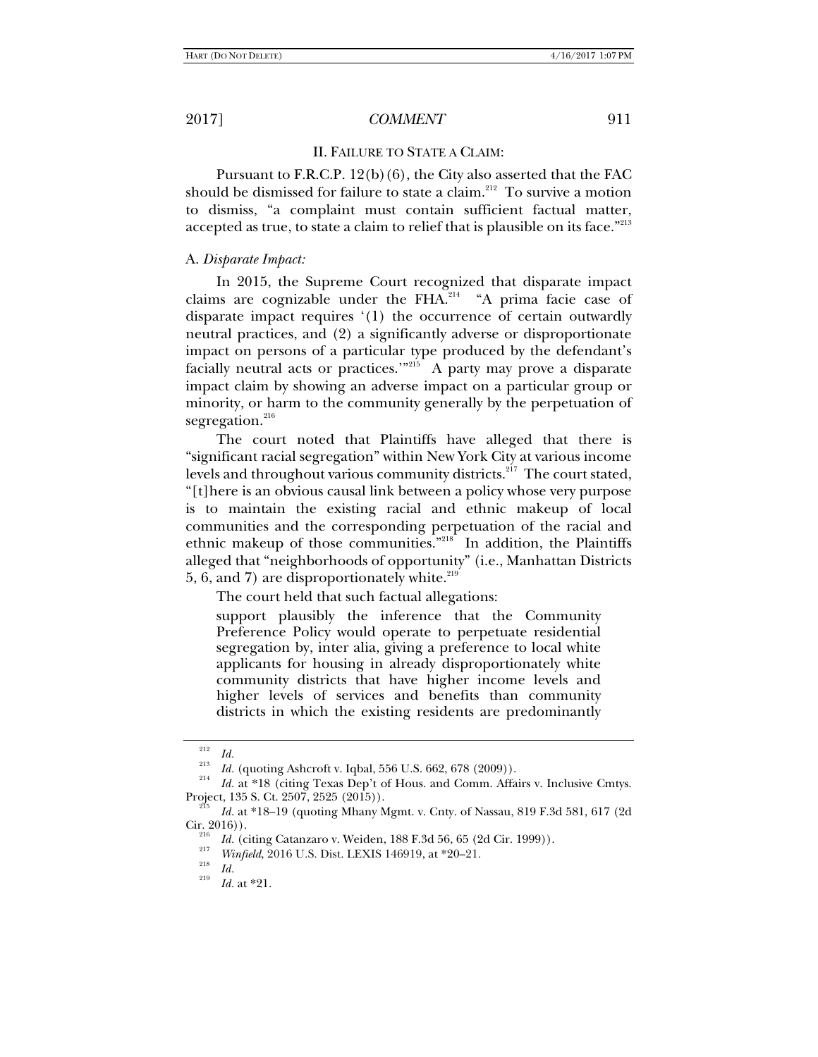II. FAILURE TO STATE A CLAIM:

Pursuant to F.R.C.P. 12(b)(6), the City also asserted that the FAC should be dismissed for failure to state a claim.[212] To survive a motion to dismiss, "a complaint must contain sufficient factual matter, accepted as true, to state a claim to relief that is plausible on its face."[213]

A. *Disparate Impact:*

In 2015, the Supreme Court recognized that disparate impact claims are cognizable under the FHA.[214] "A prima facie case of disparate impact requires '(1) the occurrence of certain outwardly neutral practices, and (2) a significantly adverse or disproportionate impact on persons of a particular type produced by the defendant's facially neutral acts or practices.'"[215] A party may prove a disparate impact claim by showing an adverse impact on a particular group or minority, or harm to the community generally by the perpetuation of segregation.[216]

The court noted that Plaintiffs have alleged that there is "significant racial segregation" within New York City at various income levels and throughout various community districts.[217] The court stated, "[t]here is an obvious causal link between a policy whose very purpose is to maintain the existing racial and ethnic makeup of local communities and the corresponding perpetuation of the racial and ethnic makeup of those communities."[218] In addition, the Plaintiffs alleged that "neighborhoods of opportunity" (i.e., Manhattan Districts 5, 6, and 7) are disproportionately white.[219]

The court held that such factual allegations:

> support plausibly the inference that the Community Preference Policy would operate to perpetuate residential segregation by, inter alia, giving a preference to local white applicants for housing in already disproportionately white community districts that have higher income levels and higher levels of services and benefits than community districts in which the existing residents are predominantly

---

[212] *Id.*

[213] *Id.* (quoting Ashcroft v. Iqbal, 556 U.S. 662, 678 (2009)).

[214] *Id.* at *18 (citing Texas Dep't of Hous. and Comm. Affairs v. Inclusive Cmtys. Project, 135 S. Ct. 2507, 2525 (2015)).

[215] *Id.* at *18–19 (quoting Mhany Mgmt. v. Cnty. of Nassau, 819 F.3d 581, 617 (2d Cir. 2016)).

[216] *Id.* (citing Catanzaro v. Weiden, 188 F.3d 56, 65 (2d Cir. 1999)).

[217] *Winfield*, 2016 U.S. Dist. LEXIS 146919, at *20–21.

[218] *Id.*

[219] *Id.* at *21.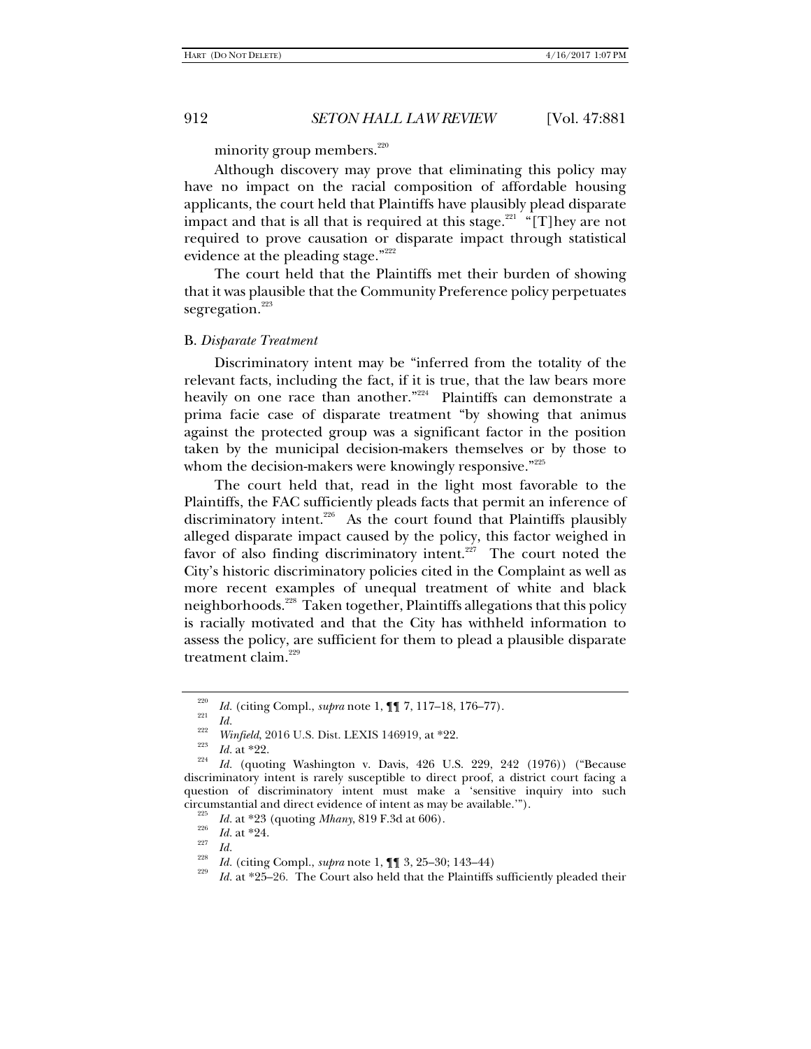minority group members.[220]

Although discovery may prove that eliminating this policy may have no impact on the racial composition of affordable housing applicants, the court held that Plaintiffs have plausibly plead disparate impact and that is all that is required at this stage.[221] "[T]hey are not required to prove causation or disparate impact through statistical evidence at the pleading stage."[222]

The court held that the Plaintiffs met their burden of showing that it was plausible that the Community Preference policy perpetuates segregation.[223]

### B. *Disparate Treatment*

Discriminatory intent may be "inferred from the totality of the relevant facts, including the fact, if it is true, that the law bears more heavily on one race than another."[224] Plaintiffs can demonstrate a prima facie case of disparate treatment "by showing that animus against the protected group was a significant factor in the position taken by the municipal decision-makers themselves or by those to whom the decision-makers were knowingly responsive."[225]

The court held that, read in the light most favorable to the Plaintiffs, the FAC sufficiently pleads facts that permit an inference of discriminatory intent.[226] As the court found that Plaintiffs plausibly alleged disparate impact caused by the policy, this factor weighed in favor of also finding discriminatory intent.[227] The court noted the City's historic discriminatory policies cited in the Complaint as well as more recent examples of unequal treatment of white and black neighborhoods.[228] Taken together, Plaintiffs allegations that this policy is racially motivated and that the City has withheld information to assess the policy, are sufficient for them to plead a plausible disparate treatment claim.[229]

---

[220] *Id.* (citing Compl., *supra* note 1, ¶¶ 7, 117–18, 176–77).

[221] *Id.*

[222] *Winfield*, 2016 U.S. Dist. LEXIS 146919, at *22.

[223] *Id.* at *22.

[224] *Id.* (quoting Washington v. Davis, 426 U.S. 229, 242 (1976)) ("Because discriminatory intent is rarely susceptible to direct proof, a district court facing a question of discriminatory intent must make a 'sensitive inquiry into such circumstantial and direct evidence of intent as may be available.'").

[225] *Id.* at *23 (quoting *Mhany*, 819 F.3d at 606).

[226] *Id.* at *24.

[227] *Id.*

[228] *Id.* (citing Compl., *supra* note 1, ¶¶ 3, 25–30; 143–44)

[229] *Id.* at *25–26. The Court also held that the Plaintiffs sufficiently pleaded their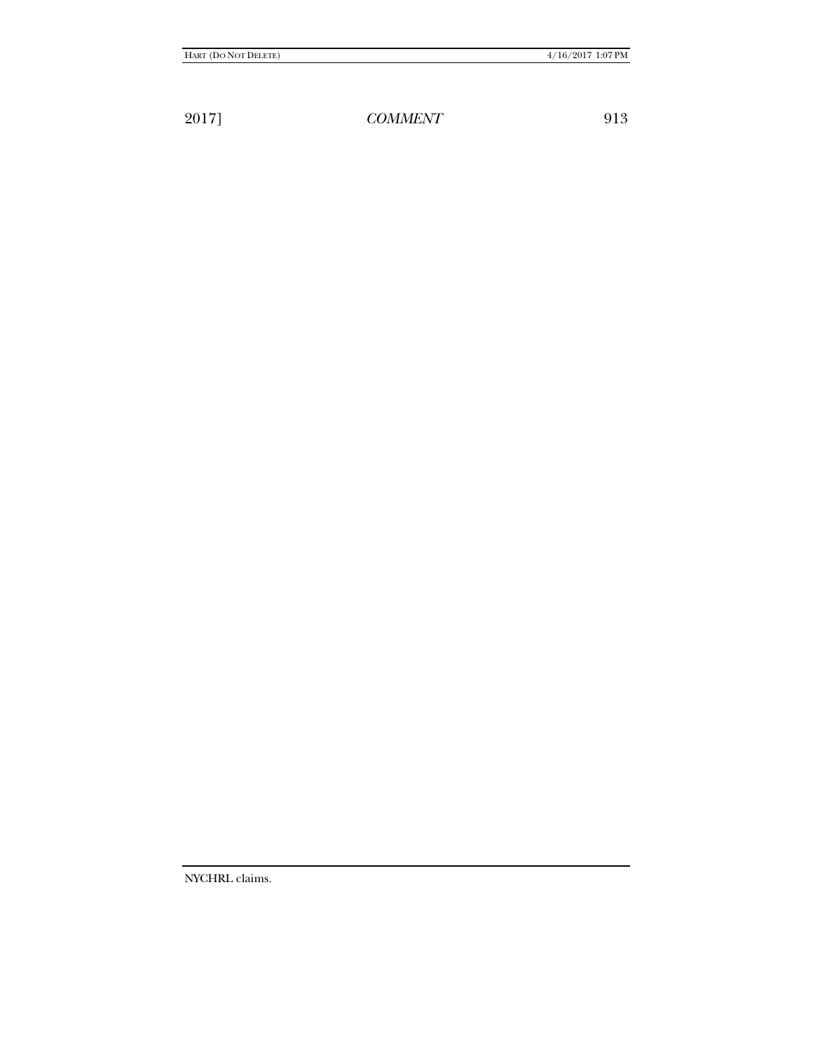NYCHRL claims.